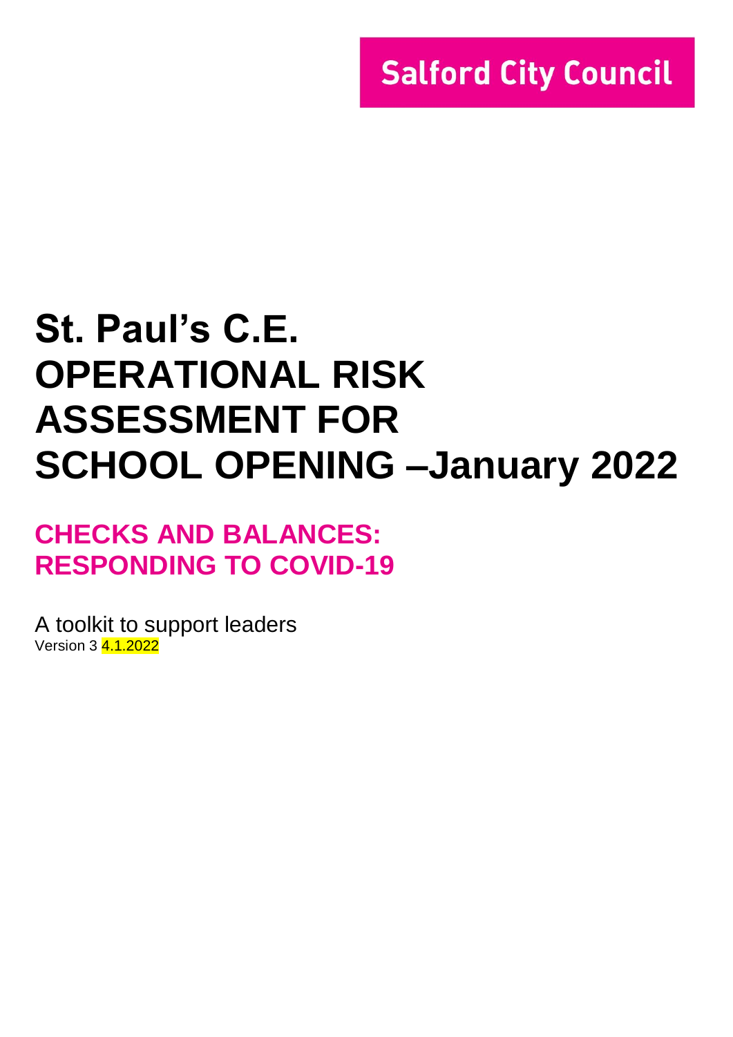Salford City Council

# St. Paul's C.E. OPERATIONAL RISK ASSESSMENT FOR SCHOOL OPENING –January 2022

## CHECKS AND BALANCES: RESPONDING TO COVID-19

A toolkit to support leaders

Version 3 4.1.2022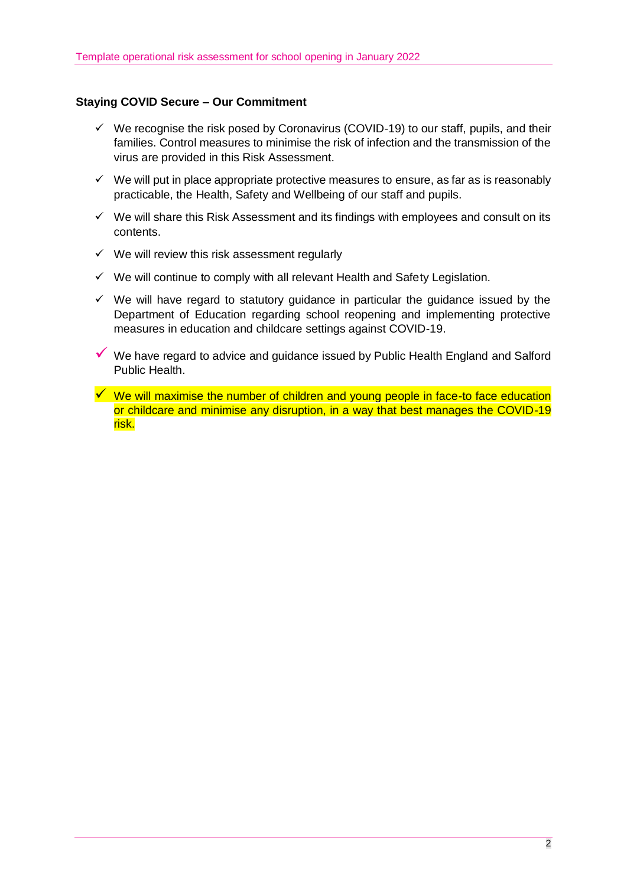**Staying COVID Secure – Our Commitment**

- ✓ We recognise the risk posed by Coronavirus (COVID-19) to our staff, pupils, and their families. Control measures to minimise the risk of infection and the transmission of the virus are provided in this Risk Assessment.
- ✓ We will put in place appropriate protective measures to ensure, as far as is reasonably practicable, the Health, Safety and Wellbeing of our staff and pupils.
- ✓ We will share this Risk Assessment and its findings with employees and consult on its contents.
- ✓ We will review this risk assessment regularly
- ✓ We will continue to comply with all relevant Health and Safety Legislation.
- ✓ We will have regard to statutory guidance in particular the guidance issued by the Department of Education regarding school reopening and implementing protective measures in education and childcare settings against COVID-19.
- ✓ We have regard to advice and guidance issued by Public Health England and Salford Public Health.
- ✓ We will maximise the number of children and young people in face-to face education or childcare and minimise any disruption, in a way that best manages the COVID-19 risk.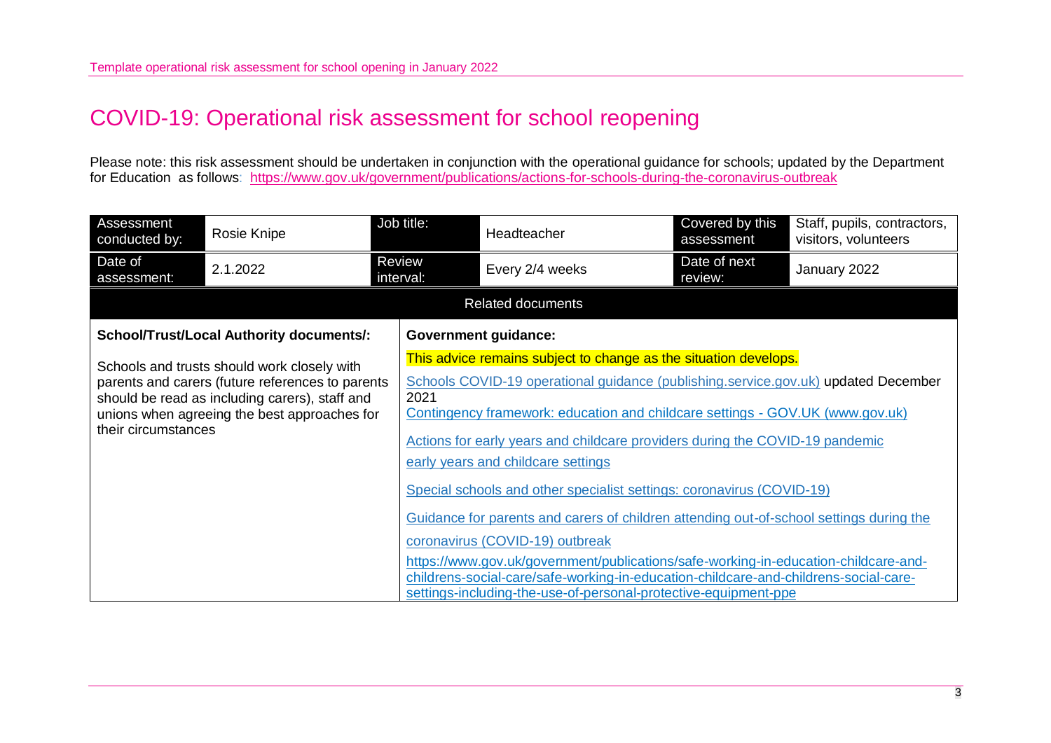# COVID-19: Operational risk assessment for school reopening

Please note: this risk assessment should be undertaken in conjunction with the operational guidance for schools; updated by the Department for Education as follows: https://www.gov.uk/government/publications/actions-for-schools-during-the-coronavirus-outbreak

| Assessment conducted by: | Rosie Knipe | Job title: | Headteacher | Covered by this assessment | Staff, pupils, contractors, visitors, volunteers |
|---|---|---|---|---|---|
| Date of assessment: | 2.1.2022 | Review interval: | Every 2/4 weeks | Date of next review: | January 2022 |

| Related documents | |
|---|---|
| **School/Trust/Local Authority documents/:**<br><br>Schools and trusts should work closely with parents and carers (future references to parents should be read as including carers), staff and unions when agreeing the best approaches for their circumstances | **Government guidance:**<br><br>This advice remains subject to change as the situation develops.<br><br>Schools COVID-19 operational guidance (publishing.service.gov.uk) updated December 2021<br>Contingency framework: education and childcare settings - GOV.UK (www.gov.uk)<br><br>Actions for early years and childcare providers during the COVID-19 pandemic<br><br>early years and childcare settings<br><br>Special schools and other specialist settings: coronavirus (COVID-19)<br><br>Guidance for parents and carers of children attending out-of-school settings during the coronavirus (COVID-19) outbreak<br><br>https://www.gov.uk/government/publications/safe-working-in-education-childcare-and-childrens-social-care/safe-working-in-education-childcare-and-childrens-social-care-settings-including-the-use-of-personal-protective-equipment-ppe |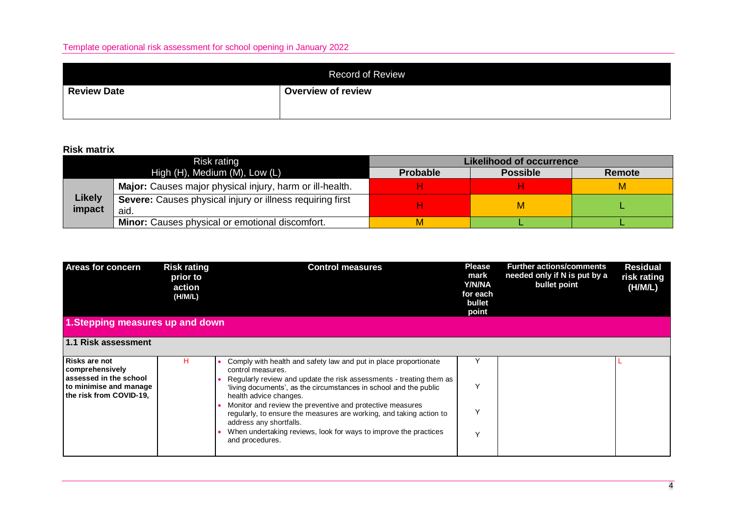| Record of Review | |
|---|---|
| **Review Date** | **Overview of review** |
| | |

**Risk matrix**

| Risk rating<br>High (H), Medium (M), Low (L) | | Likelihood of occurrence | | |
|---|---|---|---|---|
| | | **Probable** | **Possible** | **Remote** |
| **Likely impact** | **Major:** Causes major physical injury, harm or ill-health. | H | H | M |
| | **Severe:** Causes physical injury or illness requiring first aid. | H | M | L |
| | **Minor:** Causes physical or emotional discomfort. | M | L | L |

| Areas for concern | Risk rating prior to action (H/M/L) | Control measures | Please mark Y/N/NA for each bullet point | Further actions/comments needed only if N is put by a bullet point | Residual risk rating (H/M/L) |
|---|---|---|---|---|---|
| **1.Stepping measures up and down** | | | | | |
| **1.1 Risk assessment** | | | | | |
| **Risks are not comprehensively assessed in the school to minimise and manage the risk from COVID-19,** | H | • Comply with health and safety law and put in place proportionate control measures.<br>• Regularly review and update the risk assessments - treating them as 'living documents', as the circumstances in school and the public health advice changes.<br>• Monitor and review the preventive and protective measures regularly, to ensure the measures are working, and taking action to address any shortfalls.<br>• When undertaking reviews, look for ways to improve the practices and procedures. | Y<br>Y<br>Y<br>Y | | L |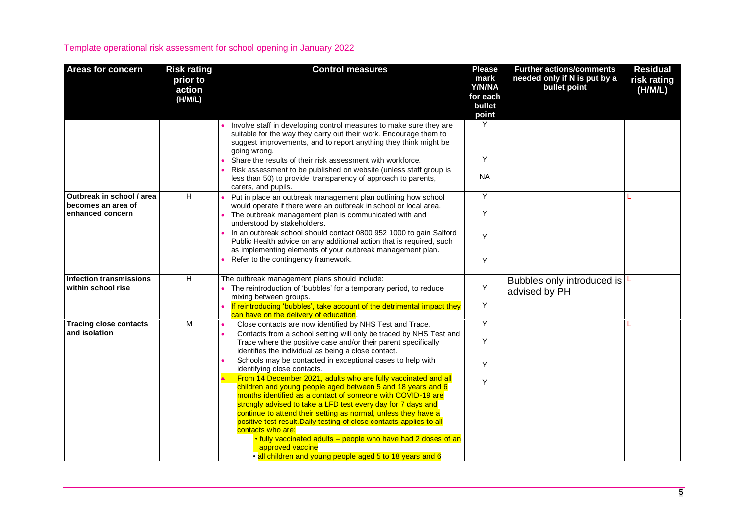Template operational risk assessment for school opening in January 2022

| Areas for concern | Risk rating prior to action (H/M/L) | Control measures | Please mark Y/N/NA for each bullet point | Further actions/comments needed only if N is put by a bullet point | Residual risk rating (H/M/L) |
|---|---|---|---|---|---|
| | | • Involve staff in developing control measures to make sure they are suitable for the way they carry out their work. Encourage them to suggest improvements, and to report anything they think might be going wrong.<br>• Share the results of their risk assessment with workforce.<br>• Risk assessment to be published on website (unless staff group is less than 50) to provide transparency of approach to parents, carers, and pupils. | Y<br><br>Y<br><br>NA | | |
| Outbreak in school / area becomes an area of enhanced concern | H | • Put in place an outbreak management plan outlining how school would operate if there were an outbreak in school or local area.<br>• The outbreak management plan is communicated with and understood by stakeholders.<br>• In an outbreak school should contact 0800 952 1000 to gain Salford Public Health advice on any additional action that is required, such as implementing elements of your outbreak management plan.<br>• Refer to the contingency framework. | Y<br><br>Y<br><br>Y<br><br>Y | | L |
| Infection transmissions within school rise | H | The outbreak management plans should include:<br>• The reintroduction of 'bubbles' for a temporary period, to reduce mixing between groups.<br>• If reintroducing 'bubbles', take account of the detrimental impact they can have on the delivery of education. | Y<br><br>Y | Bubbles only introduced is advised by PH | L |
| Tracing close contacts and isolation | M | • Close contacts are now identified by NHS Test and Trace.<br>• Contacts from a school setting will only be traced by NHS Test and Trace where the positive case and/or their parent specifically identifies the individual as being a close contact.<br>• Schools may be contacted in exceptional cases to help with identifying close contacts.<br>• From 14 December 2021, adults who are fully vaccinated and all children and young people aged between 5 and 18 years and 6 months identified as a contact of someone with COVID-19 are strongly advised to take a LFD test every day for 7 days and continue to attend their setting as normal, unless they have a positive test result.Daily testing of close contacts applies to all contacts who are:<br>• fully vaccinated adults – people who have had 2 doses of an approved vaccine<br>• all children and young people aged 5 to 18 years and 6 | Y<br><br>Y<br><br>Y<br><br>Y | | L |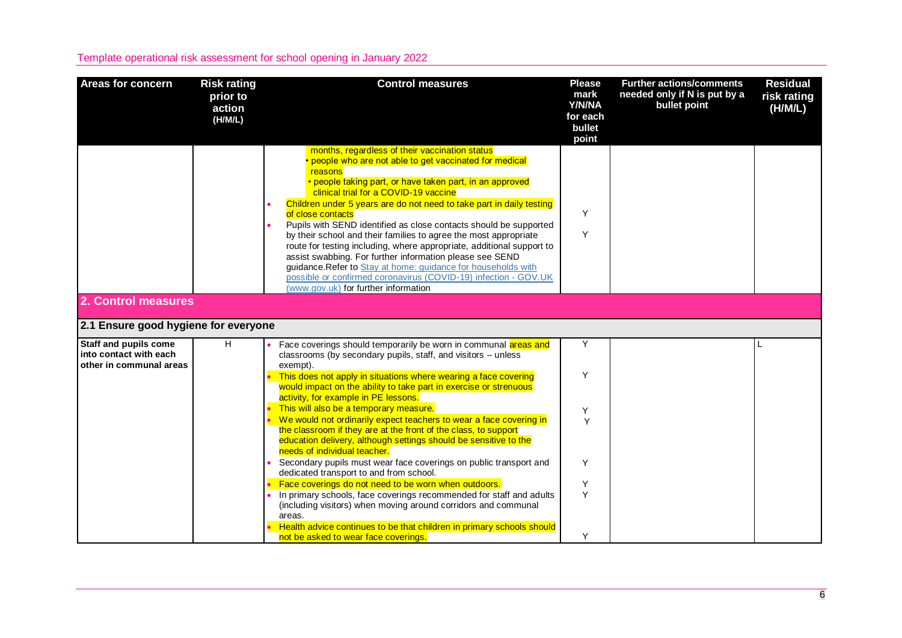| Areas for concern | Risk rating prior to action (H/M/L) | Control measures | Please mark Y/N/NA for each bullet point | Further actions/comments needed only if N is put by a bullet point | Residual risk rating (H/M/L) |
|---|---|---|---|---|---|
| | | months, regardless of their vaccination status<br>• people who are not able to get vaccinated for medical reasons<br>• people taking part, or have taken part, in an approved clinical trial for a COVID-19 vaccine<br>• Children under 5 years are do not need to take part in daily testing of close contacts<br>• Pupils with SEND identified as close contacts should be supported by their school and their families to agree the most appropriate route for testing including, where appropriate, additional support to assist swabbing. For further information please see SEND guidance.Refer to [Stay at home: guidance for households with possible or confirmed coronavirus (COVID-19) infection - GOV.UK (www.gov.uk)](https://www.gov.uk) for further information | <br><br><br><br>Y<br>Y | | |
| **2. Control measures** | | | | | |
| **2.1 Ensure good hygiene for everyone** | | | | | |
| **Staff and pupils come into contact with each other in communal areas** | H | • Face coverings should temporarily be worn in communal areas and classrooms (by secondary pupils, staff, and visitors – unless exempt).<br>• This does not apply in situations where wearing a face covering would impact on the ability to take part in exercise or strenuous activity, for example in PE lessons.<br>• This will also be a temporary measure.<br>• We would not ordinarily expect teachers to wear a face covering in the classroom if they are at the front of the class, to support education delivery, although settings should be sensitive to the needs of individual teacher.<br>• Secondary pupils must wear face coverings on public transport and dedicated transport to and from school.<br>• Face coverings do not need to be worn when outdoors.<br>• In primary schools, face coverings recommended for staff and adults (including visitors) when moving around corridors and communal areas.<br>• Health advice continues to be that children in primary schools should not be asked to wear face coverings. | Y<br>Y<br>Y<br>Y<br>Y<br>Y<br>Y<br>Y | | L |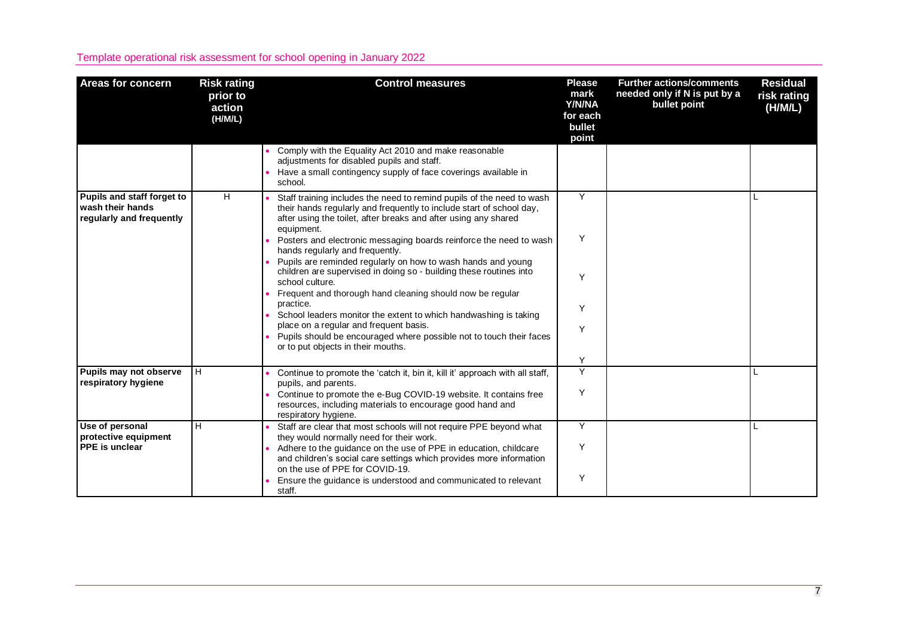Template operational risk assessment for school opening in January 2022

| Areas for concern | Risk rating prior to action (H/M/L) | Control measures | Please mark Y/N/NA for each bullet point | Further actions/comments needed only if N is put by a bullet point | Residual risk rating (H/M/L) |
|---|---|---|---|---|---|
| | | • Comply with the Equality Act 2010 and make reasonable adjustments for disabled pupils and staff.<br>• Have a small contingency supply of face coverings available in school. | | | |
| **Pupils and staff forget to wash their hands regularly and frequently** | H | • Staff training includes the need to remind pupils of the need to wash their hands regularly and frequently to include start of school day, after using the toilet, after breaks and after using any shared equipment.<br>• Posters and electronic messaging boards reinforce the need to wash hands regularly and frequently.<br>• Pupils are reminded regularly on how to wash hands and young children are supervised in doing so - building these routines into school culture.<br>• Frequent and thorough hand cleaning should now be regular practice.<br>• School leaders monitor the extent to which handwashing is taking place on a regular and frequent basis.<br>• Pupils should be encouraged where possible not to touch their faces or to put objects in their mouths. | Y<br>Y<br>Y<br>Y<br>Y<br>Y | | L |
| **Pupils may not observe respiratory hygiene** | H | • Continue to promote the 'catch it, bin it, kill it' approach with all staff, pupils, and parents.<br>• Continue to promote the e-Bug COVID-19 website. It contains free resources, including materials to encourage good hand and respiratory hygiene. | Y<br>Y | | L |
| **Use of personal protective equipment PPE is unclear** | H | • Staff are clear that most schools will not require PPE beyond what they would normally need for their work.<br>• Adhere to the guidance on the use of PPE in education, childcare and children's social care settings which provides more information on the use of PPE for COVID-19.<br>• Ensure the guidance is understood and communicated to relevant staff. | Y<br>Y<br>Y | | L |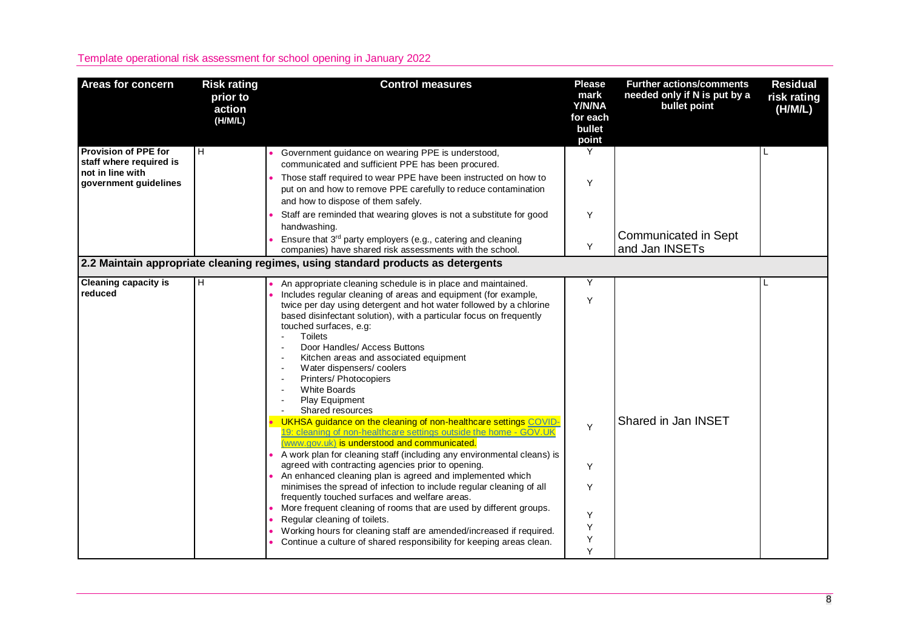Template operational risk assessment for school opening in January 2022

| Areas for concern | Risk rating prior to action (H/M/L) | Control measures | Please mark Y/N/NA for each bullet point | Further actions/comments needed only if N is put by a bullet point | Residual risk rating (H/M/L) |
|---|---|---|---|---|---|
| **Provision of PPE for staff where required is not in line with government guidelines** | H | • Government guidance on wearing PPE is understood, communicated and sufficient PPE has been procured.<br>• Those staff required to wear PPE have been instructed on how to put on and how to remove PPE carefully to reduce contamination and how to dispose of them safely.<br>• Staff are reminded that wearing gloves is not a substitute for good handwashing.<br>• Ensure that 3rd party employers (e.g., catering and cleaning companies) have shared risk assessments with the school. | Y<br>Y<br>Y<br>Y | Communicated in Sept and Jan INSETs | L |
| **2.2 Maintain appropriate cleaning regimes, using standard products as detergents** | | | | | |
| **Cleaning capacity is reduced** | H | • An appropriate cleaning schedule is in place and maintained.<br>• Includes regular cleaning of areas and equipment (for example, twice per day using detergent and hot water followed by a chlorine based disinfectant solution), with a particular focus on frequently touched surfaces, e.g:<br>- Toilets<br>- Door Handles/ Access Buttons<br>- Kitchen areas and associated equipment<br>- Water dispensers/ coolers<br>- Printers/ Photocopiers<br>- White Boards<br>- Play Equipment<br>- Shared resources<br>• UKHSA guidance on the cleaning of non-healthcare settings [COVID-19: cleaning of non-healthcare settings outside the home - GOV.UK (www.gov.uk)] is understood and communicated.<br>• A work plan for cleaning staff (including any environmental cleans) is agreed with contracting agencies prior to opening.<br>• An enhanced cleaning plan is agreed and implemented which minimises the spread of infection to include regular cleaning of all frequently touched surfaces and welfare areas.<br>• More frequent cleaning of rooms that are used by different groups.<br>• Regular cleaning of toilets.<br>• Working hours for cleaning staff are amended/increased if required.<br>• Continue a culture of shared responsibility for keeping areas clean. | Y<br>Y<br>Y<br>Y<br>Y<br>Y<br>Y<br>Y<br>Y | Shared in Jan INSET | L |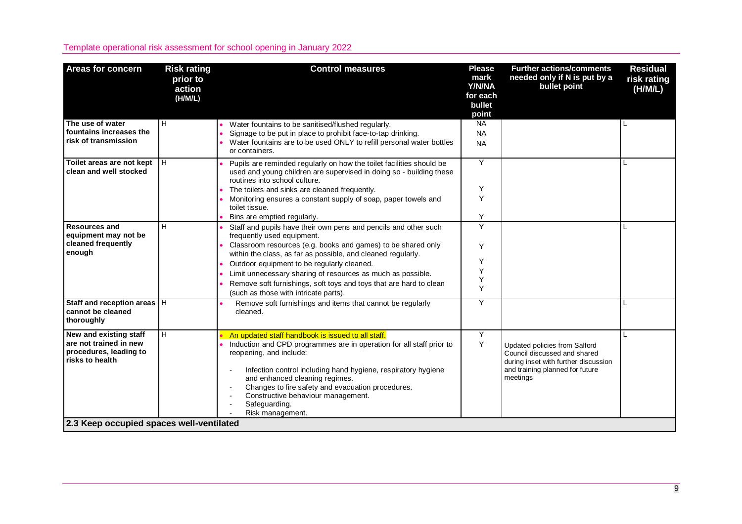| Areas for concern | Risk rating prior to action (H/M/L) | Control measures | Please mark Y/N/NA for each bullet point | Further actions/comments needed only if N is put by a bullet point | Residual risk rating (H/M/L) |
|---|---|---|---|---|---|
| **The use of water fountains increases the risk of transmission** | H | • Water fountains to be sanitised/flushed regularly.<br>• Signage to be put in place to prohibit face-to-tap drinking.<br>• Water fountains are to be used ONLY to refill personal water bottles or containers. | NA<br>NA<br>NA | | L |
| **Toilet areas are not kept clean and well stocked** | H | • Pupils are reminded regularly on how the toilet facilities should be used and young children are supervised in doing so - building these routines into school culture.<br>• The toilets and sinks are cleaned frequently.<br>• Monitoring ensures a constant supply of soap, paper towels and toilet tissue.<br>• Bins are emptied regularly. | Y<br>Y<br>Y<br>Y | | L |
| **Resources and equipment may not be cleaned frequently enough** | H | • Staff and pupils have their own pens and pencils and other such frequently used equipment.<br>• Classroom resources (e.g. books and games) to be shared only within the class, as far as possible, and cleaned regularly.<br>• Outdoor equipment to be regularly cleaned.<br>• Limit unnecessary sharing of resources as much as possible.<br>• Remove soft furnishings, soft toys and toys that are hard to clean (such as those with intricate parts). | Y<br>Y<br>Y<br>Y<br>Y<br>Y | | L |
| **Staff and reception areas cannot be cleaned thoroughly** | H | • Remove soft furnishings and items that cannot be regularly cleaned. | Y | | L |
| **New and existing staff are not trained in new procedures, leading to risks to health** | H | • An updated staff handbook is issued to all staff.<br>• Induction and CPD programmes are in operation for all staff prior to reopening, and include:<br>- Infection control including hand hygiene, respiratory hygiene and enhanced cleaning regimes.<br>- Changes to fire safety and evacuation procedures.<br>- Constructive behaviour management.<br>- Safeguarding.<br>- Risk management. | Y<br>Y | Updated policies from Salford Council discussed and shared during inset with further discussion and training planned for future meetings | L |
| **2.3 Keep occupied spaces well-ventilated** | | | | | |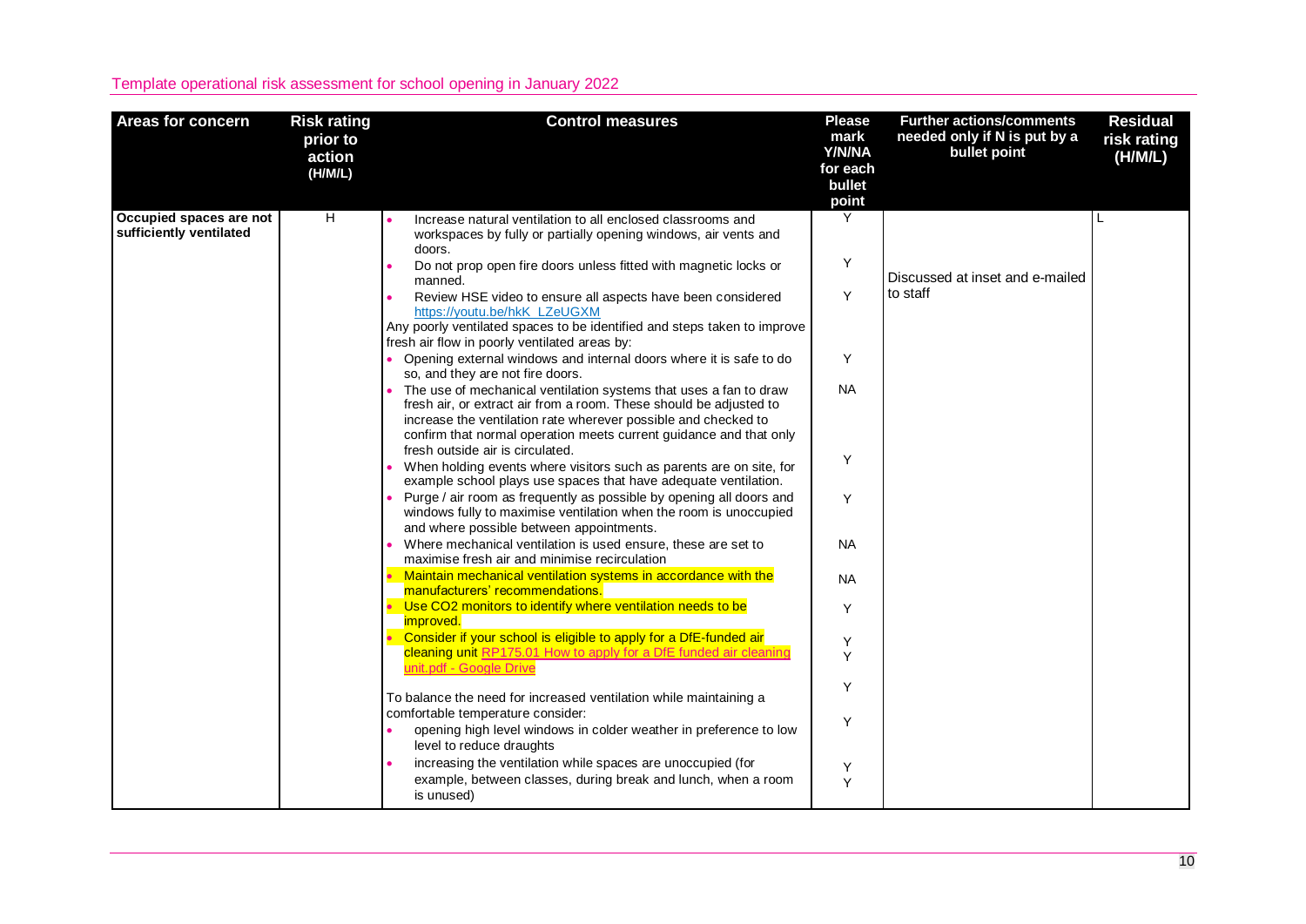Template operational risk assessment for school opening in January 2022

| Areas for concern | Risk rating prior to action (H/M/L) | Control measures | Please mark Y/N/NA for each bullet point | Further actions/comments needed only if N is put by a bullet point | Residual risk rating (H/M/L) |
|---|---|---|---|---|---|
| **Occupied spaces are not sufficiently ventilated** | H | • Increase natural ventilation to all enclosed classrooms and workspaces by fully or partially opening windows, air vents and doors.<br>• Do not prop open fire doors unless fitted with magnetic locks or manned.<br>• Review HSE video to ensure all aspects have been considered https://youtu.be/hkK_LZeUGXM<br>Any poorly ventilated spaces to be identified and steps taken to improve fresh air flow in poorly ventilated areas by:<br>• Opening external windows and internal doors where it is safe to do so, and they are not fire doors.<br>• The use of mechanical ventilation systems that uses a fan to draw fresh air, or extract air from a room. These should be adjusted to increase the ventilation rate wherever possible and checked to confirm that normal operation meets current guidance and that only fresh outside air is circulated.<br>• When holding events where visitors such as parents are on site, for example school plays use spaces that have adequate ventilation.<br>• Purge / air room as frequently as possible by opening all doors and windows fully to maximise ventilation when the room is unoccupied and where possible between appointments.<br>• Where mechanical ventilation is used ensure, these are set to maximise fresh air and minimise recirculation<br>• Maintain mechanical ventilation systems in accordance with the manufacturers' recommendations.<br>• Use CO2 monitors to identify where ventilation needs to be improved.<br>• Consider if your school is eligible to apply for a DfE-funded air cleaning unit [RP175.01 How to apply for a DfE funded air cleaning unit.pdf - Google Drive]<br>To balance the need for increased ventilation while maintaining a comfortable temperature consider:<br>• opening high level windows in colder weather in preference to low level to reduce draughts<br>• increasing the ventilation while spaces are unoccupied (for example, between classes, during break and lunch, when a room is unused) | Y<br>Y<br>Y<br>Y<br>NA<br>Y<br>Y<br>NA<br>NA<br>Y<br>Y<br>Y<br>Y<br>Y<br>Y<br>Y | Discussed at inset and e-mailed to staff | L |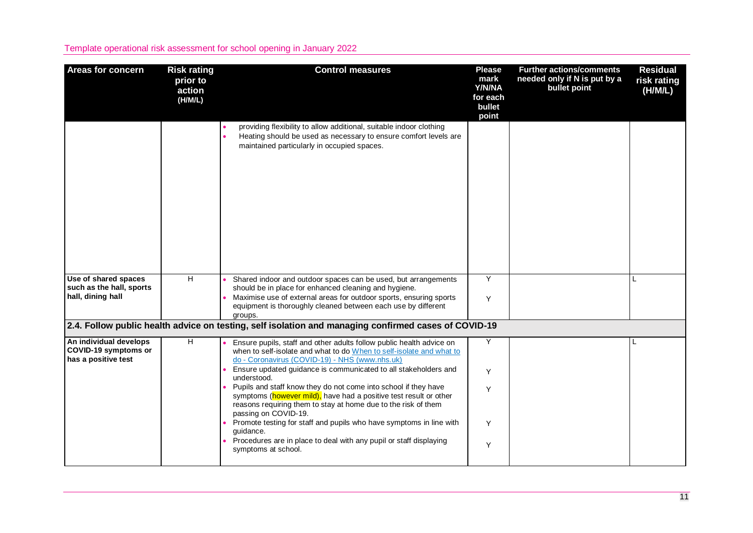| Areas for concern | Risk rating prior to action (H/M/L) | Control measures | Please mark Y/N/NA for each bullet point | Further actions/comments needed only if N is put by a bullet point | Residual risk rating (H/M/L) |
|---|---|---|---|---|---|
| | | • providing flexibility to allow additional, suitable indoor clothing<br>• Heating should be used as necessary to ensure comfort levels are maintained particularly in occupied spaces. | | | |
| Use of shared spaces such as the hall, sports hall, dining hall | H | • Shared indoor and outdoor spaces can be used, but arrangements should be in place for enhanced cleaning and hygiene.<br>• Maximise use of external areas for outdoor sports, ensuring sports equipment is thoroughly cleaned between each use by different groups. | Y<br>Y | | L |
| **2.4. Follow public health advice on testing, self isolation and managing confirmed cases of COVID-19** | | | | | |
| An individual develops COVID-19 symptoms or has a positive test | H | • Ensure pupils, staff and other adults follow public health advice on when to self-isolate and what to do [When to self-isolate and what to do - Coronavirus (COVID-19) - NHS (www.nhs.uk)](https://www.nhs.uk)<br>• Ensure updated guidance is communicated to all stakeholders and understood.<br>• Pupils and staff know they do not come into school if they have symptoms (however mild), have had a positive test result or other reasons requiring them to stay at home due to the risk of them passing on COVID-19.<br>• Promote testing for staff and pupils who have symptoms in line with guidance.<br>• Procedures are in place to deal with any pupil or staff displaying symptoms at school. | Y<br>Y<br>Y<br>Y<br>Y | | L |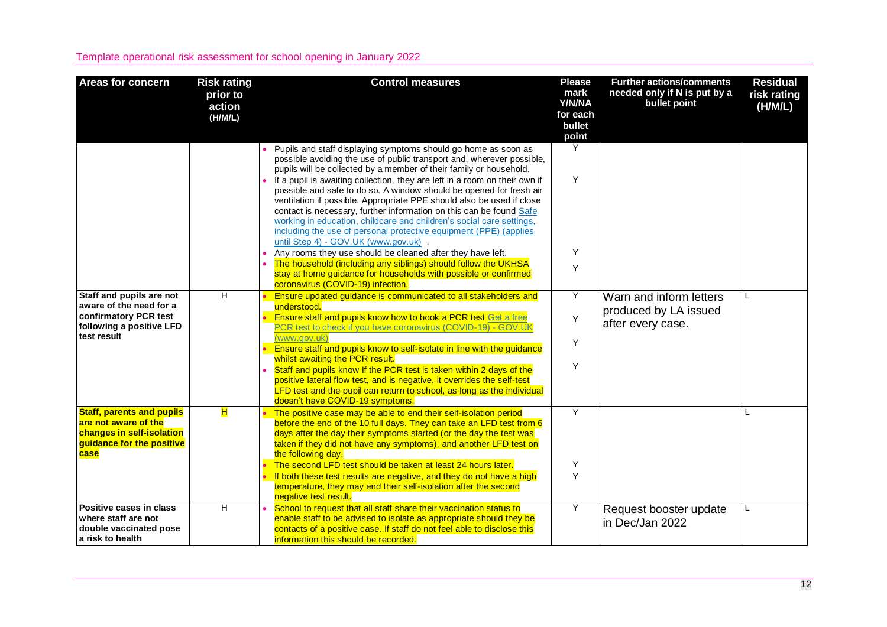Template operational risk assessment for school opening in January 2022

| Areas for concern | Risk rating prior to action (H/M/L) | Control measures | Please mark Y/N/NA for each bullet point | Further actions/comments needed only if N is put by a bullet point | Residual risk rating (H/M/L) |
|---|---|---|---|---|---|
| | | • Pupils and staff displaying symptoms should go home as soon as possible avoiding the use of public transport and, wherever possible, pupils will be collected by a member of their family or household.<br>• If a pupil is awaiting collection, they are left in a room on their own if possible and safe to do so. A window should be opened for fresh air ventilation if possible. Appropriate PPE should also be used if close contact is necessary, further information on this can be found [Safe working in education, childcare and children's social care settings, including the use of personal protective equipment (PPE) (applies until Step 4) - GOV.UK (www.gov.uk)](https://www.gov.uk) .<br>• Any rooms they use should be cleaned after they have left.<br>• The household (including any siblings) should follow the UKHSA stay at home guidance for households with possible or confirmed coronavirus (COVID-19) infection. | Y<br><br>Y<br><br><br>Y<br>Y | | |
| **Staff and pupils are not aware of the need for a confirmatory PCR test following a positive LFD test result** | H | • Ensure updated guidance is communicated to all stakeholders and understood.<br>• Ensure staff and pupils know how to book a PCR test [Get a free PCR test to check if you have coronavirus (COVID-19) - GOV.UK (www.gov.uk)](https://www.gov.uk)<br>• Ensure staff and pupils know to self-isolate in line with the guidance whilst awaiting the PCR result.<br>• Staff and pupils know If the PCR test is taken within 2 days of the positive lateral flow test, and is negative, it overrides the self-test LFD test and the pupil can return to school, as long as the individual doesn't have COVID-19 symptoms. | Y<br>Y<br>Y<br>Y | Warn and inform letters produced by LA issued after every case. | L |
| **Staff, parents and pupils are not aware of the changes in self-isolation guidance for the positive case** | H | • The positive case may be able to end their self-isolation period before the end of the 10 full days. They can take an LFD test from 6 days after the day their symptoms started (or the day the test was taken if they did not have any symptoms), and another LFD test on the following day.<br>• The second LFD test should be taken at least 24 hours later.<br>• If both these test results are negative, and they do not have a high temperature, they may end their self-isolation after the second negative test result. | Y<br><br>Y<br>Y | | L |
| **Positive cases in class where staff are not double vaccinated pose a risk to health** | H | • School to request that all staff share their vaccination status to enable staff to be advised to isolate as appropriate should they be contacts of a positive case. If staff do not feel able to disclose this information this should be recorded. | Y | Request booster update in Dec/Jan 2022 | L |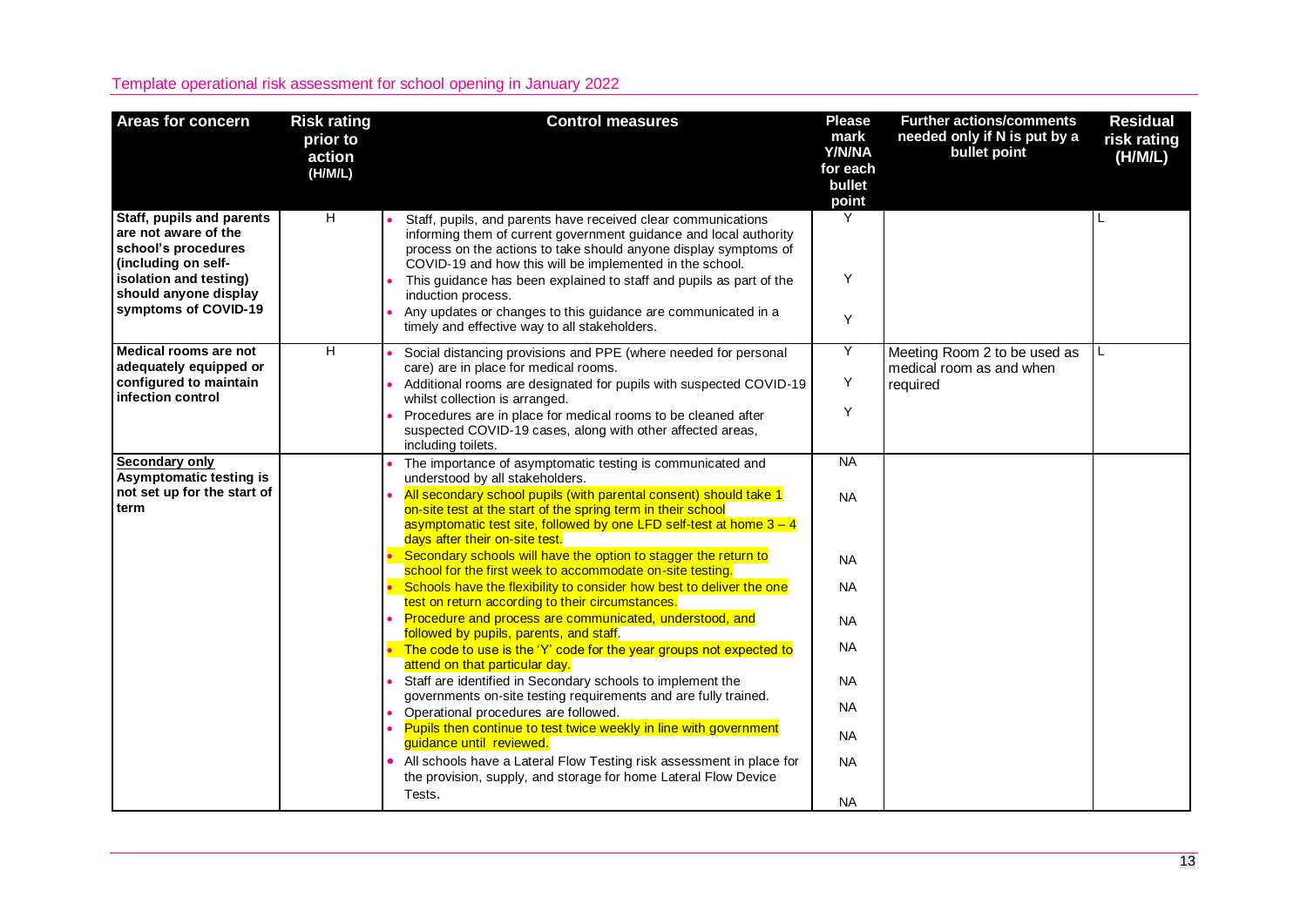Template operational risk assessment for school opening in January 2022

| Areas for concern | Risk rating prior to action (H/M/L) | Control measures | Please mark Y/N/NA for each bullet point | Further actions/comments needed only if N is put by a bullet point | Residual risk rating (H/M/L) |
|---|---|---|---|---|---|
| **Staff, pupils and parents are not aware of the school's procedures (including on self-isolation and testing) should anyone display symptoms of COVID-19** | H | • Staff, pupils, and parents have received clear communications informing them of current government guidance and local authority process on the actions to take should anyone display symptoms of COVID-19 and how this will be implemented in the school.<br>• This guidance has been explained to staff and pupils as part of the induction process.<br>• Any updates or changes to this guidance are communicated in a timely and effective way to all stakeholders. | Y<br>Y<br>Y | | L |
| **Medical rooms are not adequately equipped or configured to maintain infection control** | H | • Social distancing provisions and PPE (where needed for personal care) are in place for medical rooms.<br>• Additional rooms are designated for pupils with suspected COVID-19 whilst collection is arranged.<br>• Procedures are in place for medical rooms to be cleaned after suspected COVID-19 cases, along with other affected areas, including toilets. | Y<br>Y<br>Y | Meeting Room 2 to be used as medical room as and when required | L |
| **<u>Secondary only</u> Asymptomatic testing is not set up for the start of term** | | • The importance of asymptomatic testing is communicated and understood by all stakeholders.<br>• All secondary school pupils (with parental consent) should take 1 on-site test at the start of the spring term in their school asymptomatic test site, followed by one LFD self-test at home 3 – 4 days after their on-site test.<br>• Secondary schools will have the option to stagger the return to school for the first week to accommodate on-site testing.<br>• Schools have the flexibility to consider how best to deliver the one test on return according to their circumstances.<br>• Procedure and process are communicated, understood, and followed by pupils, parents, and staff.<br>• The code to use is the 'Y' code for the year groups not expected to attend on that particular day.<br>• Staff are identified in Secondary schools to implement the governments on-site testing requirements and are fully trained.<br>• Operational procedures are followed.<br>• Pupils then continue to test twice weekly in line with government guidance until reviewed.<br>• All schools have a Lateral Flow Testing risk assessment in place for the provision, supply, and storage for home Lateral Flow Device Tests. | NA<br>NA<br>NA<br>NA<br>NA<br>NA<br>NA<br>NA<br>NA<br>NA<br>NA | | |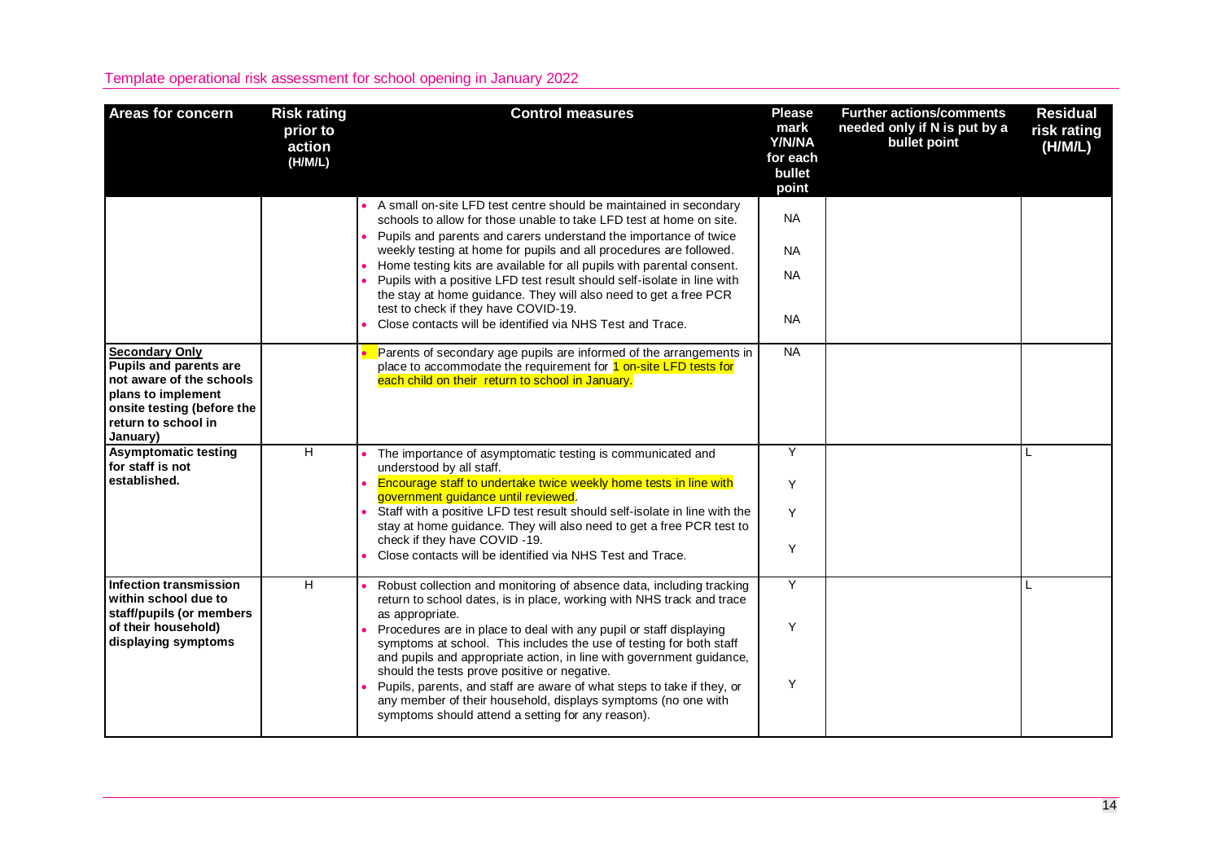Template operational risk assessment for school opening in January 2022

| Areas for concern | Risk rating prior to action (H/M/L) | Control measures | Please mark Y/N/NA for each bullet point | Further actions/comments needed only if N is put by a bullet point | Residual risk rating (H/M/L) |
|---|---|---|---|---|---|
| | | • A small on-site LFD test centre should be maintained in secondary schools to allow for those unable to take LFD test at home on site.<br>• Pupils and parents and carers understand the importance of twice weekly testing at home for pupils and all procedures are followed.<br>• Home testing kits are available for all pupils with parental consent.<br>• Pupils with a positive LFD test result should self-isolate in line with the stay at home guidance. They will also need to get a free PCR test to check if they have COVID-19.<br>• Close contacts will be identified via NHS Test and Trace. | NA<br>NA<br>NA<br>NA | | |
| **Secondary Only**<br>**Pupils and parents are not aware of the schools plans to implement onsite testing (before the return to school in January)** | | • Parents of secondary age pupils are informed of the arrangements in place to accommodate the requirement for 1 on-site LFD tests for each child on their return to school in January. | NA | | |
| **Asymptomatic testing for staff is not established.** | H | • The importance of asymptomatic testing is communicated and understood by all staff.<br>• Encourage staff to undertake twice weekly home tests in line with government guidance until reviewed.<br>• Staff with a positive LFD test result should self-isolate in line with the stay at home guidance. They will also need to get a free PCR test to check if they have COVID -19.<br>• Close contacts will be identified via NHS Test and Trace. | Y<br>Y<br>Y<br>Y | | L |
| **Infection transmission within school due to staff/pupils (or members of their household) displaying symptoms** | H | • Robust collection and monitoring of absence data, including tracking return to school dates, is in place, working with NHS track and trace as appropriate.<br>• Procedures are in place to deal with any pupil or staff displaying symptoms at school. This includes the use of testing for both staff and pupils and appropriate action, in line with government guidance, should the tests prove positive or negative.<br>• Pupils, parents, and staff are aware of what steps to take if they, or any member of their household, displays symptoms (no one with symptoms should attend a setting for any reason). | Y<br>Y<br>Y | | L |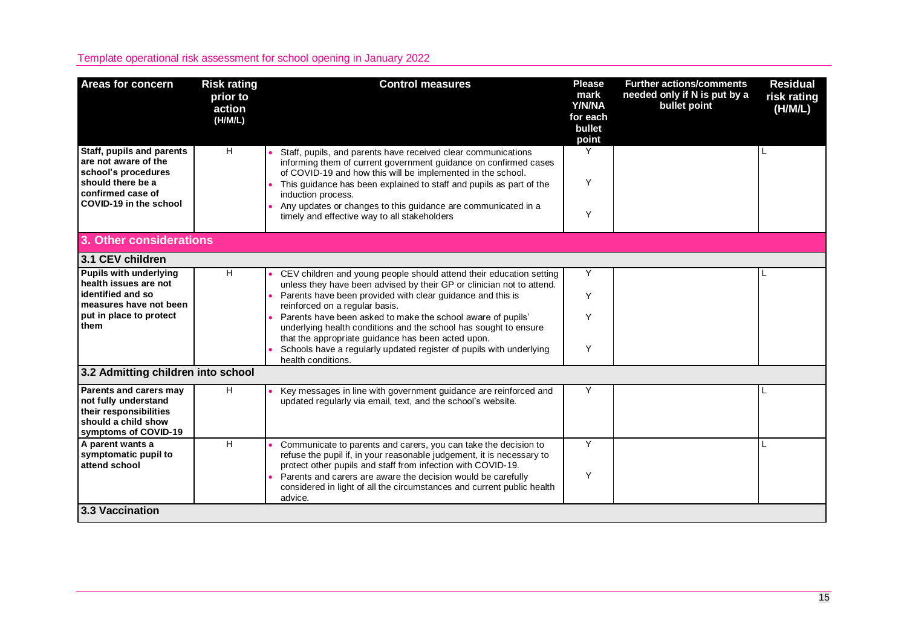Template operational risk assessment for school opening in January 2022

| Areas for concern | Risk rating prior to action (H/M/L) | Control measures | Please mark Y/N/NA for each bullet point | Further actions/comments needed only if N is put by a bullet point | Residual risk rating (H/M/L) |
|---|---|---|---|---|---|
| **Staff, pupils and parents are not aware of the school's procedures should there be a confirmed case of COVID-19 in the school** | H | • Staff, pupils, and parents have received clear communications informing them of current government guidance on confirmed cases of COVID-19 and how this will be implemented in the school.<br>• This guidance has been explained to staff and pupils as part of the induction process.<br>• Any updates or changes to this guidance are communicated in a timely and effective way to all stakeholders | Y<br>Y<br>Y | | L |
| **3. Other considerations** | | | | | |
| **3.1 CEV children** | | | | | |
| **Pupils with underlying health issues are not identified and so measures have not been put in place to protect them** | H | • CEV children and young people should attend their education setting unless they have been advised by their GP or clinician not to attend.<br>• Parents have been provided with clear guidance and this is reinforced on a regular basis.<br>• Parents have been asked to make the school aware of pupils' underlying health conditions and the school has sought to ensure that the appropriate guidance has been acted upon.<br>• Schools have a regularly updated register of pupils with underlying health conditions. | Y<br>Y<br>Y<br>Y | | L |
| **3.2 Admitting children into school** | | | | | |
| **Parents and carers may not fully understand their responsibilities should a child show symptoms of COVID-19** | H | • Key messages in line with government guidance are reinforced and updated regularly via email, text, and the school's website. | Y | | L |
| **A parent wants a symptomatic pupil to attend school** | H | • Communicate to parents and carers, you can take the decision to refuse the pupil if, in your reasonable judgement, it is necessary to protect other pupils and staff from infection with COVID-19.<br>• Parents and carers are aware the decision would be carefully considered in light of all the circumstances and current public health advice. | Y<br>Y | | L |
| **3.3 Vaccination** | | | | | |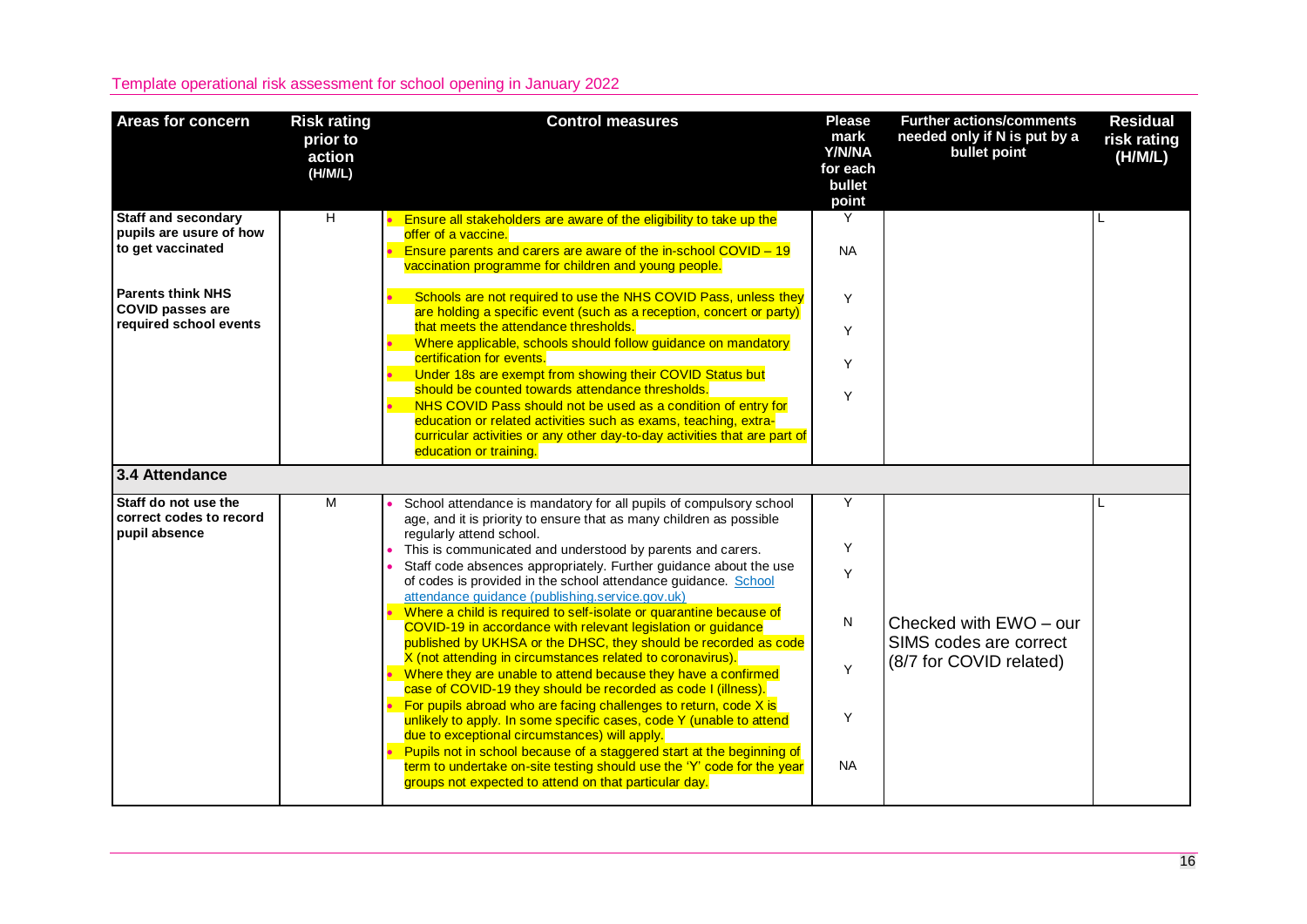| Areas for concern | Risk rating prior to action (H/M/L) | Control measures | Please mark Y/N/NA for each bullet point | Further actions/comments needed only if N is put by a bullet point | Residual risk rating (H/M/L) |
|---|---|---|---|---|---|
| **Staff and secondary pupils are usure of how to get vaccinated**<br><br>**Parents think NHS COVID passes are required school events** | H | • Ensure all stakeholders are aware of the eligibility to take up the offer of a vaccine.<br>• Ensure parents and carers are aware of the in-school COVID – 19 vaccination programme for children and young people.<br>• Schools are not required to use the NHS COVID Pass, unless they are holding a specific event (such as a reception, concert or party) that meets the attendance thresholds.<br>• Where applicable, schools should follow guidance on mandatory certification for events.<br>• Under 18s are exempt from showing their COVID Status but should be counted towards attendance thresholds.<br>• NHS COVID Pass should not be used as a condition of entry for education or related activities such as exams, teaching, extra-curricular activities or any other day-to-day activities that are part of education or training. | Y<br>NA<br>Y<br>Y<br>Y<br>Y | | L |
| **3.4 Attendance** | | | | | |
| **Staff do not use the correct codes to record pupil absence** | M | • School attendance is mandatory for all pupils of compulsory school age, and it is priority to ensure that as many children as possible regularly attend school.<br>• This is communicated and understood by parents and carers.<br>• Staff code absences appropriately. Further guidance about the use of codes is provided in the school attendance guidance. [School attendance guidance (publishing.service.gov.uk)](#)<br>• Where a child is required to self-isolate or quarantine because of COVID-19 in accordance with relevant legislation or guidance published by UKHSA or the DHSC, they should be recorded as code X (not attending in circumstances related to coronavirus).<br>• Where they are unable to attend because they have a confirmed case of COVID-19 they should be recorded as code I (illness).<br>• For pupils abroad who are facing challenges to return, code X is unlikely to apply. In some specific cases, code Y (unable to attend due to exceptional circumstances) will apply.<br>• Pupils not in school because of a staggered start at the beginning of term to undertake on-site testing should use the 'Y' code for the year groups not expected to attend on that particular day. | Y<br>Y<br>Y<br>N<br>Y<br>Y<br>NA | Checked with EWO – our SIMS codes are correct (8/7 for COVID related) | L |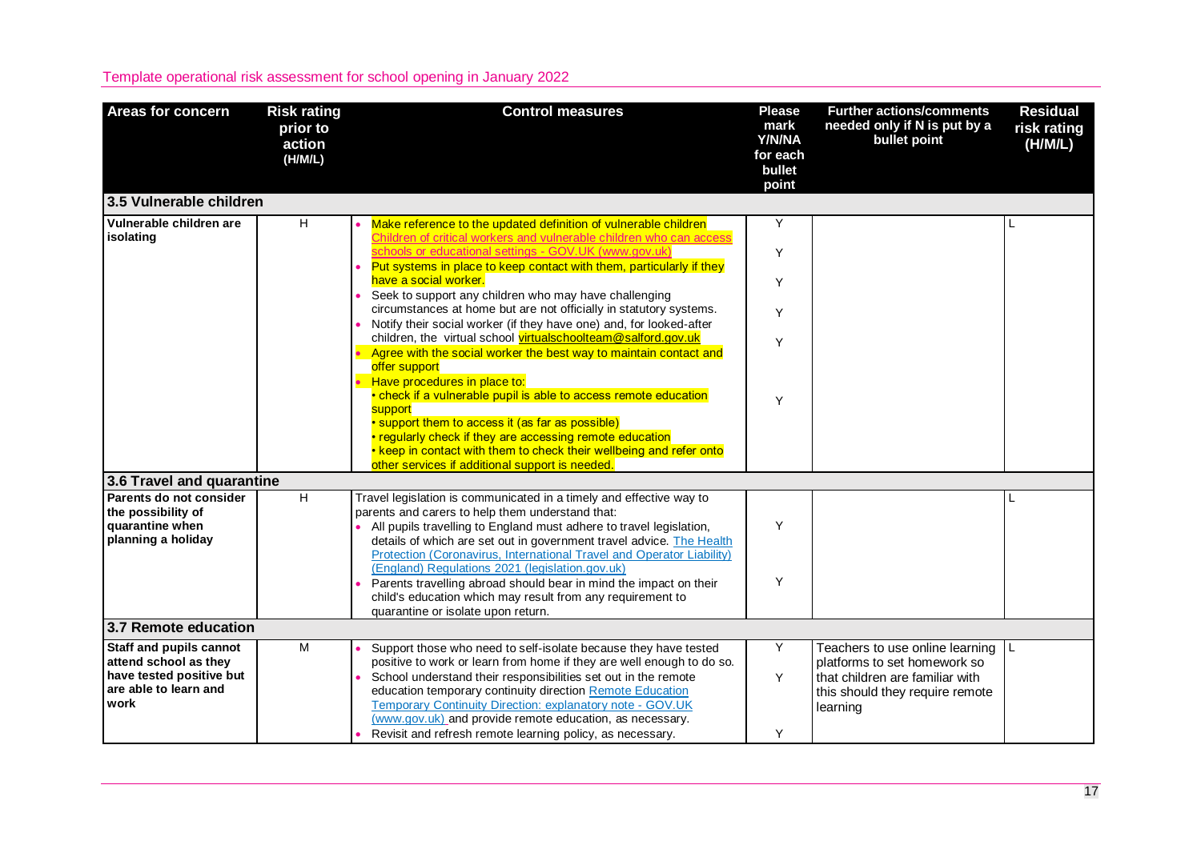Template operational risk assessment for school opening in January 2022

| Areas for concern | Risk rating prior to action (H/M/L) | Control measures | Please mark Y/N/NA for each bullet point | Further actions/comments needed only if N is put by a bullet point | Residual risk rating (H/M/L) |
|---|---|---|---|---|---|
| **3.5 Vulnerable children** | | | | | |
| **Vulnerable children are isolating** | H | • Make reference to the updated definition of vulnerable children [Children of critical workers and vulnerable children who can access schools or educational settings - GOV.UK (www.gov.uk)](https://www.gov.uk)<br>• Put systems in place to keep contact with them, particularly if they have a social worker.<br>• Seek to support any children who may have challenging circumstances at home but are not officially in statutory systems.<br>• Notify their social worker (if they have one) and, for looked-after children, the virtual school virtualschoolteam@salford.gov.uk<br>• Agree with the social worker the best way to maintain contact and offer support<br>• Have procedures in place to:<br>• check if a vulnerable pupil is able to access remote education support<br>• support them to access it (as far as possible)<br>• regularly check if they are accessing remote education<br>• keep in contact with them to check their wellbeing and refer onto other services if additional support is needed. | Y<br>Y<br>Y<br>Y<br>Y<br>Y | | L |
| **3.6 Travel and quarantine** | | | | | |
| **Parents do not consider the possibility of quarantine when planning a holiday** | H | Travel legislation is communicated in a timely and effective way to parents and carers to help them understand that:<br>• All pupils travelling to England must adhere to travel legislation, details of which are set out in government travel advice. [The Health Protection (Coronavirus, International Travel and Operator Liability) (England) Regulations 2021 (legislation.gov.uk)](https://www.legislation.gov.uk)<br>• Parents travelling abroad should bear in mind the impact on their child's education which may result from any requirement to quarantine or isolate upon return. | Y<br>Y | | L |
| **3.7 Remote education** | | | | | |
| **Staff and pupils cannot attend school as they have tested positive but are able to learn and work** | M | • Support those who need to self-isolate because they have tested positive to work or learn from home if they are well enough to do so.<br>• School understand their responsibilities set out in the remote education temporary continuity direction [Remote Education Temporary Continuity Direction: explanatory note - GOV.UK (www.gov.uk)](https://www.gov.uk) and provide remote education, as necessary.<br>• Revisit and refresh remote learning policy, as necessary. | Y<br>Y<br>Y | Teachers to use online learning platforms to set homework so that children are familiar with this should they require remote learning | L |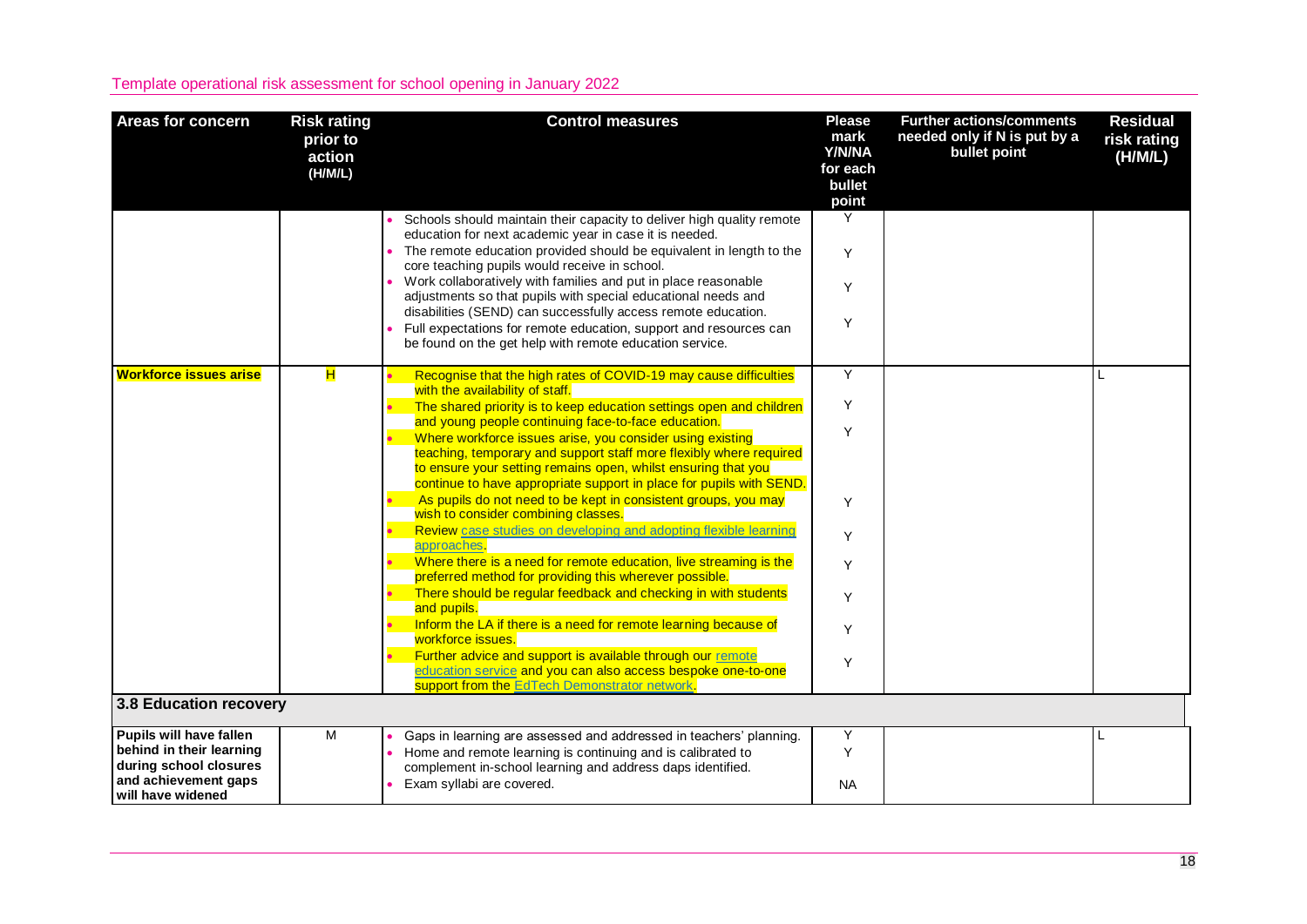| Areas for concern | Risk rating prior to action (H/M/L) | Control measures | Please mark Y/N/NA for each bullet point | Further actions/comments needed only if N is put by a bullet point | Residual risk rating (H/M/L) |
|---|---|---|---|---|---|
| | | • Schools should maintain their capacity to deliver high quality remote education for next academic year in case it is needed.<br>• The remote education provided should be equivalent in length to the core teaching pupils would receive in school.<br>• Work collaboratively with families and put in place reasonable adjustments so that pupils with special educational needs and disabilities (SEND) can successfully access remote education.<br>• Full expectations for remote education, support and resources can be found on the get help with remote education service. | Y<br>Y<br>Y<br>Y | | |
| **Workforce issues arise** | H | • Recognise that the high rates of COVID-19 may cause difficulties with the availability of staff.<br>• The shared priority is to keep education settings open and children and young people continuing face-to-face education.<br>• Where workforce issues arise, you consider using existing teaching, temporary and support staff more flexibly where required to ensure your setting remains open, whilst ensuring that you continue to have appropriate support in place for pupils with SEND.<br>• As pupils do not need to be kept in consistent groups, you may wish to consider combining classes.<br>• Review case studies on developing and adopting flexible learning approaches.<br>• Where there is a need for remote education, live streaming is the preferred method for providing this wherever possible.<br>• There should be regular feedback and checking in with students and pupils.<br>• Inform the LA if there is a need for remote learning because of workforce issues.<br>• Further advice and support is available through our remote education service and you can also access bespoke one-to-one support from the EdTech Demonstrator network. | Y<br>Y<br>Y<br>Y<br>Y<br>Y<br>Y<br>Y<br>Y | | L |
| **3.8 Education recovery** | | | | | |
| **Pupils will have fallen behind in their learning during school closures and achievement gaps will have widened** | M | • Gaps in learning are assessed and addressed in teachers' planning.<br>• Home and remote learning is continuing and is calibrated to complement in-school learning and address daps identified.<br>• Exam syllabi are covered. | Y<br>Y<br>NA | | L |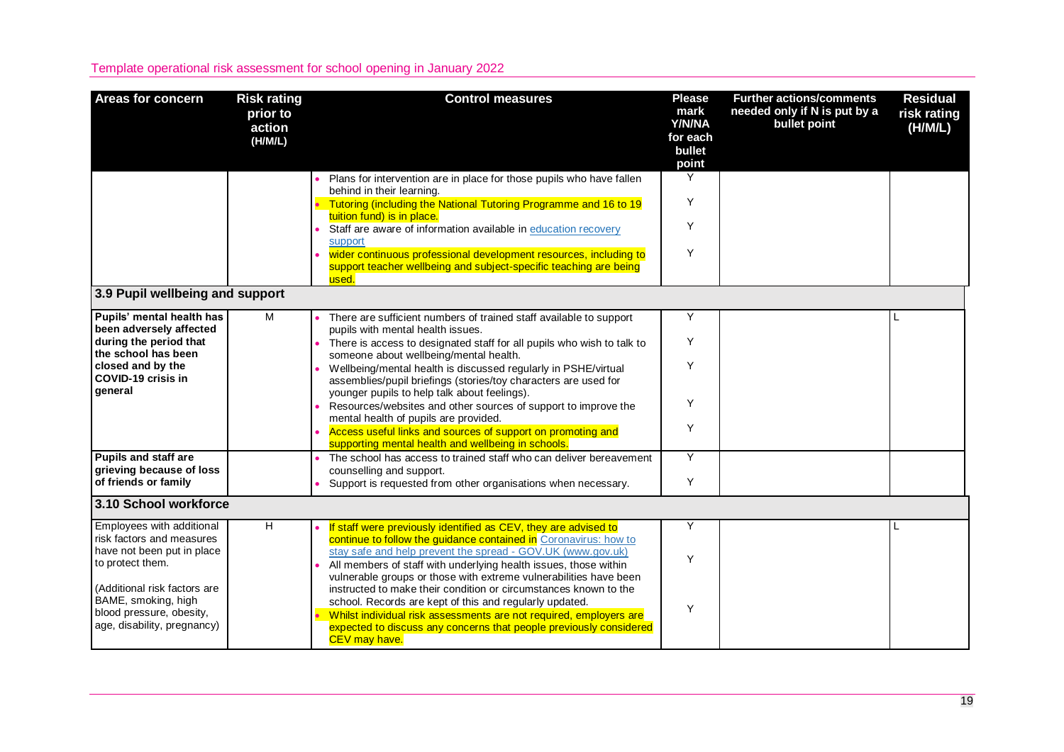| Areas for concern | Risk rating prior to action (H/M/L) | Control measures | Please mark Y/N/NA for each bullet point | Further actions/comments needed only if N is put by a bullet point | Residual risk rating (H/M/L) |
|---|---|---|---|---|---|
| | | • Plans for intervention are in place for those pupils who have fallen behind in their learning.<br>• Tutoring (including the National Tutoring Programme and 16 to 19 tuition fund) is in place.<br>• Staff are aware of information available in education recovery support<br>• wider continuous professional development resources, including to support teacher wellbeing and subject-specific teaching are being used. | Y<br>Y<br>Y<br>Y | | |
| **3.9 Pupil wellbeing and support** | | | | | |
| **Pupils' mental health has been adversely affected during the period that the school has been closed and by the COVID-19 crisis in general** | M | • There are sufficient numbers of trained staff available to support pupils with mental health issues.<br>• There is access to designated staff for all pupils who wish to talk to someone about wellbeing/mental health.<br>• Wellbeing/mental health is discussed regularly in PSHE/virtual assemblies/pupil briefings (stories/toy characters are used for younger pupils to help talk about feelings).<br>• Resources/websites and other sources of support to improve the mental health of pupils are provided.<br>• Access useful links and sources of support on promoting and supporting mental health and wellbeing in schools. | Y<br>Y<br>Y<br>Y<br>Y | | L |
| **Pupils and staff are grieving because of loss of friends or family** | | • The school has access to trained staff who can deliver bereavement counselling and support.<br>• Support is requested from other organisations when necessary. | Y<br>Y | | |
| **3.10 School workforce** | | | | | |
| Employees with additional risk factors and measures have not been put in place to protect them.<br><br>(Additional risk factors are BAME, smoking, high blood pressure, obesity, age, disability, pregnancy) | H | • If staff were previously identified as CEV, they are advised to continue to follow the guidance contained in Coronavirus: how to stay safe and help prevent the spread - GOV.UK (www.gov.uk)<br>• All members of staff with underlying health issues, those within vulnerable groups or those with extreme vulnerabilities have been instructed to make their condition or circumstances known to the school. Records are kept of this and regularly updated.<br>• Whilst individual risk assessments are not required, employers are expected to discuss any concerns that people previously considered CEV may have. | Y<br>Y<br>Y | | L |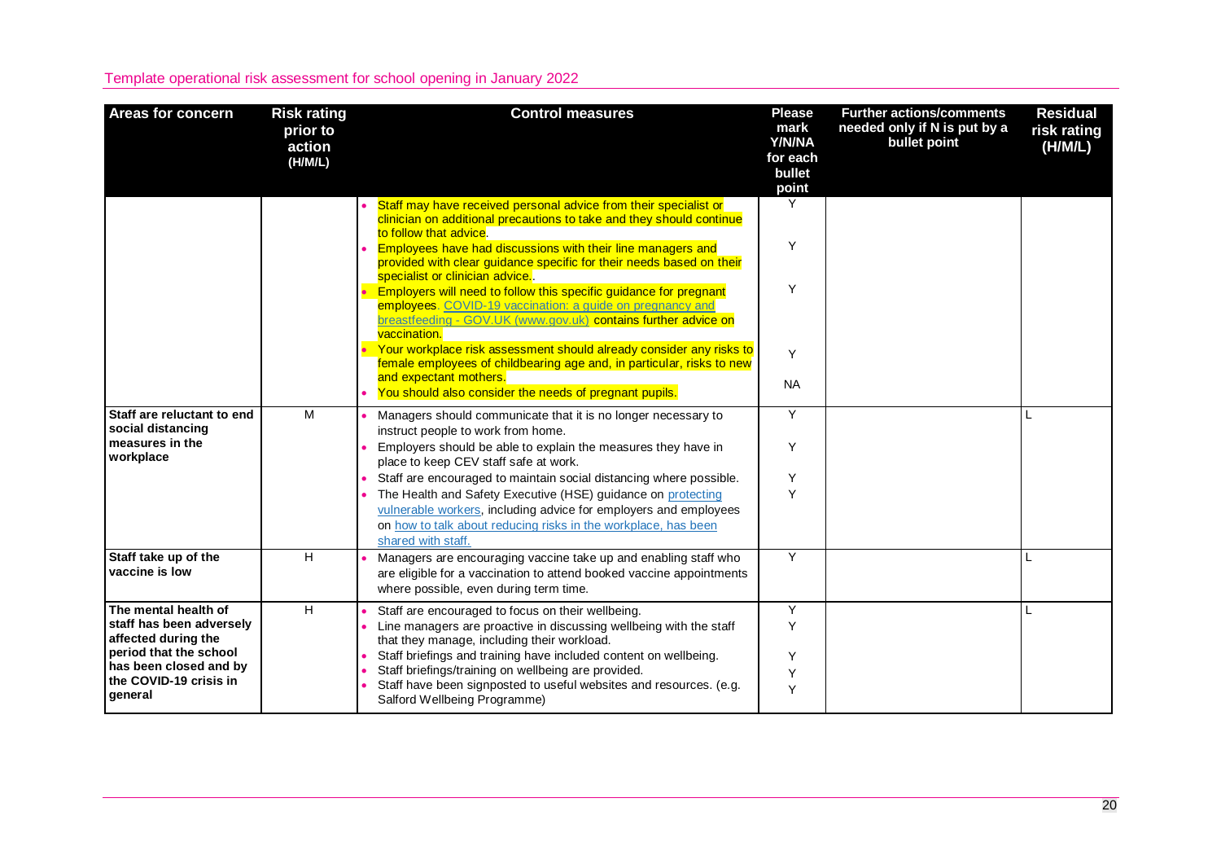Template operational risk assessment for school opening in January 2022

| Areas for concern | Risk rating prior to action (H/M/L) | Control measures | Please mark Y/N/NA for each bullet point | Further actions/comments needed only if N is put by a bullet point | Residual risk rating (H/M/L) |
|---|---|---|---|---|---|
| | | • Staff may have received personal advice from their specialist or clinician on additional precautions to take and they should continue to follow that advice.<br>• Employees have had discussions with their line managers and provided with clear guidance specific for their needs based on their specialist or clinician advice..<br>• Employers will need to follow this specific guidance for pregnant employees. COVID-19 vaccination: a guide on pregnancy and breastfeeding - GOV.UK (www.gov.uk) contains further advice on vaccination.<br>• Your workplace risk assessment should already consider any risks to female employees of childbearing age and, in particular, risks to new and expectant mothers.<br>• You should also consider the needs of pregnant pupils. | Y<br>Y<br>Y<br>Y<br>NA | | |
| Staff are reluctant to end social distancing measures in the workplace | M | • Managers should communicate that it is no longer necessary to instruct people to work from home.<br>• Employers should be able to explain the measures they have in place to keep CEV staff safe at work.<br>• Staff are encouraged to maintain social distancing where possible.<br>• The Health and Safety Executive (HSE) guidance on protecting vulnerable workers, including advice for employers and employees on how to talk about reducing risks in the workplace, has been shared with staff. | Y<br>Y<br>Y<br>Y | | L |
| Staff take up of the vaccine is low | H | • Managers are encouraging vaccine take up and enabling staff who are eligible for a vaccination to attend booked vaccine appointments where possible, even during term time. | Y | | L |
| The mental health of staff has been adversely affected during the period that the school has been closed and by the COVID-19 crisis in general | H | • Staff are encouraged to focus on their wellbeing.<br>• Line managers are proactive in discussing wellbeing with the staff that they manage, including their workload.<br>• Staff briefings and training have included content on wellbeing.<br>• Staff briefings/training on wellbeing are provided.<br>• Staff have been signposted to useful websites and resources. (e.g. Salford Wellbeing Programme) | Y<br>Y<br>Y<br>Y<br>Y | | L |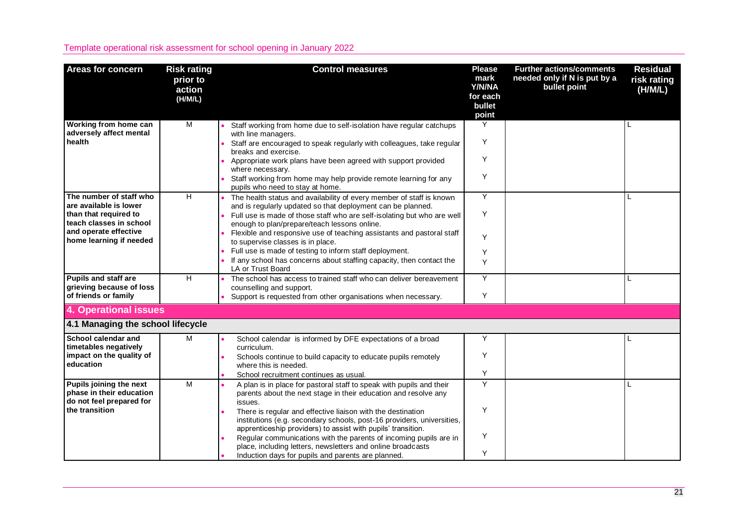| Areas for concern | Risk rating prior to action (H/M/L) | Control measures | Please mark Y/N/NA for each bullet point | Further actions/comments needed only if N is put by a bullet point | Residual risk rating (H/M/L) |
|---|---|---|---|---|---|
| **Working from home can adversely affect mental health** | M | • Staff working from home due to self-isolation have regular catchups with line managers.<br>• Staff are encouraged to speak regularly with colleagues, take regular breaks and exercise.<br>• Appropriate work plans have been agreed with support provided where necessary.<br>• Staff working from home may help provide remote learning for any pupils who need to stay at home. | Y<br>Y<br>Y<br>Y | | L |
| **The number of staff who are available is lower than that required to teach classes in school and operate effective home learning if needed** | H | • The health status and availability of every member of staff is known and is regularly updated so that deployment can be planned.<br>• Full use is made of those staff who are self-isolating but who are well enough to plan/prepare/teach lessons online.<br>• Flexible and responsive use of teaching assistants and pastoral staff to supervise classes is in place.<br>• Full use is made of testing to inform staff deployment.<br>• If any school has concerns about staffing capacity, then contact the LA or Trust Board | Y<br>Y<br>Y<br>Y<br>Y | | L |
| **Pupils and staff are grieving because of loss of friends or family** | H | • The school has access to trained staff who can deliver bereavement counselling and support.<br>• Support is requested from other organisations when necessary. | Y<br>Y | | L |
| **4. Operational issues** | | | | | |
| **4.1 Managing the school lifecycle** | | | | | |
| **School calendar and timetables negatively impact on the quality of education** | M | • School calendar is informed by DFE expectations of a broad curriculum.<br>• Schools continue to build capacity to educate pupils remotely where this is needed.<br>• School recruitment continues as usual. | Y<br>Y<br>Y | | L |
| **Pupils joining the next phase in their education do not feel prepared for the transition** | M | • A plan is in place for pastoral staff to speak with pupils and their parents about the next stage in their education and resolve any issues.<br>• There is regular and effective liaison with the destination institutions (e.g. secondary schools, post-16 providers, universities, apprenticeship providers) to assist with pupils' transition.<br>• Regular communications with the parents of incoming pupils are in place, including letters, newsletters and online broadcasts<br>• Induction days for pupils and parents are planned. | Y<br>Y<br>Y<br>Y | | L |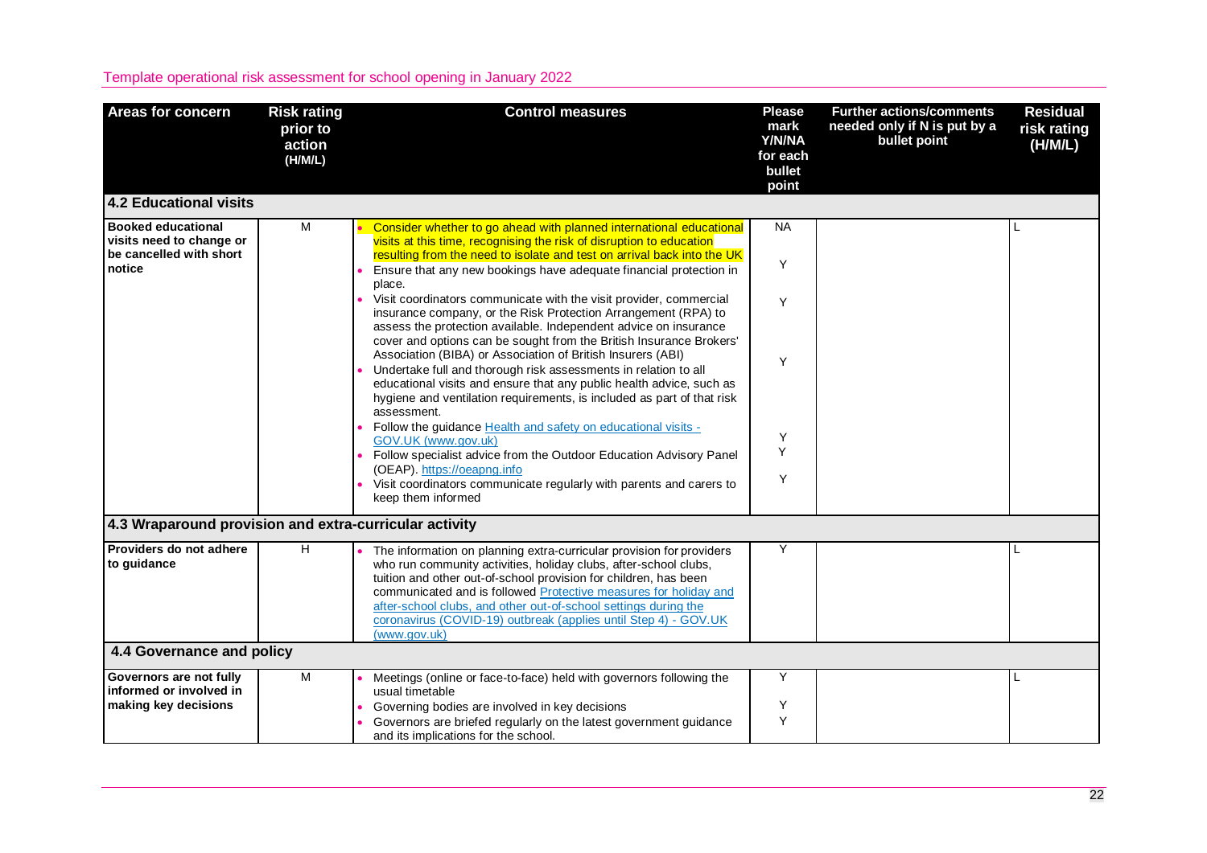| Areas for concern | Risk rating prior to action (H/M/L) | Control measures | Please mark Y/N/NA for each bullet point | Further actions/comments needed only if N is put by a bullet point | Residual risk rating (H/M/L) |
|---|---|---|---|---|---|
| **4.2 Educational visits** | | | | | |
| **Booked educational visits need to change or be cancelled with short notice** | M | • Consider whether to go ahead with planned international educational visits at this time, recognising the risk of disruption to education resulting from the need to isolate and test on arrival back into the UK<br>• Ensure that any new bookings have adequate financial protection in place.<br>• Visit coordinators communicate with the visit provider, commercial insurance company, or the Risk Protection Arrangement (RPA) to assess the protection available. Independent advice on insurance cover and options can be sought from the British Insurance Brokers' Association (BIBA) or Association of British Insurers (ABI)<br>• Undertake full and thorough risk assessments in relation to all educational visits and ensure that any public health advice, such as hygiene and ventilation requirements, is included as part of that risk assessment.<br>• Follow the guidance [Health and safety on educational visits - GOV.UK (www.gov.uk)]<br>• Follow specialist advice from the Outdoor Education Advisory Panel (OEAP). https://oeapng.info<br>• Visit coordinators communicate regularly with parents and carers to keep them informed | NA<br>Y<br>Y<br>Y<br>Y<br>Y<br>Y | | L |
| **4.3 Wraparound provision and extra-curricular activity** | | | | | |
| **Providers do not adhere to guidance** | H | • The information on planning extra-curricular provision for providers who run community activities, holiday clubs, after-school clubs, tuition and other out-of-school provision for children, has been communicated and is followed [Protective measures for holiday and after-school clubs, and other out-of-school settings during the coronavirus (COVID-19) outbreak (applies until Step 4) - GOV.UK (www.gov.uk)] | Y | | L |
| **4.4 Governance and policy** | | | | | |
| **Governors are not fully informed or involved in making key decisions** | M | • Meetings (online or face-to-face) held with governors following the usual timetable<br>• Governing bodies are involved in key decisions<br>• Governors are briefed regularly on the latest government guidance and its implications for the school. | Y<br>Y<br>Y | | L |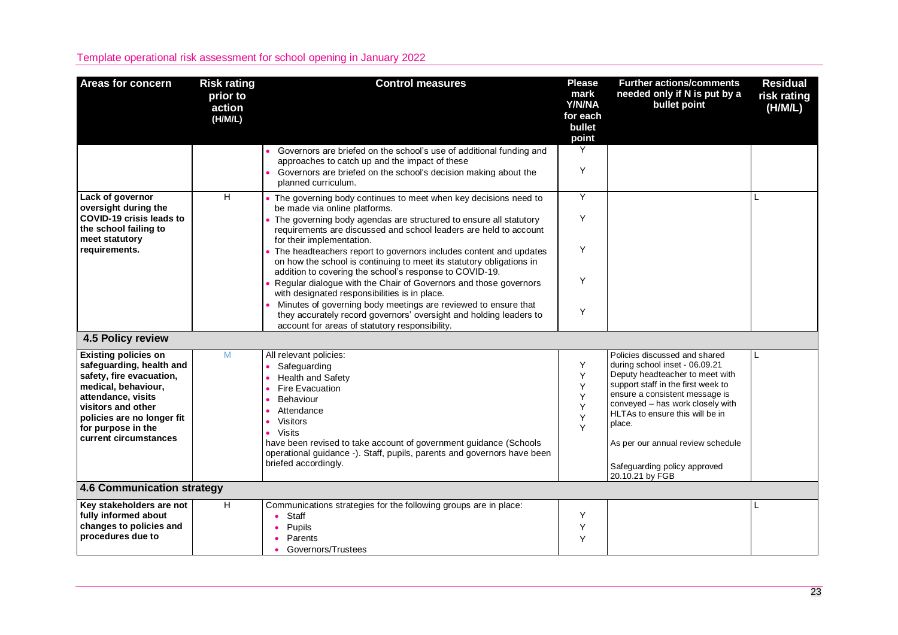| Areas for concern | Risk rating prior to action (H/M/L) | Control measures | Please mark Y/N/NA for each bullet point | Further actions/comments needed only if N is put by a bullet point | Residual risk rating (H/M/L) |
|---|---|---|---|---|---|
| | | • Governors are briefed on the school's use of additional funding and approaches to catch up and the impact of these<br>• Governors are briefed on the school's decision making about the planned curriculum. | Y<br>Y | | |
| **Lack of governor oversight during the COVID-19 crisis leads to the school failing to meet statutory requirements.** | H | • The governing body continues to meet when key decisions need to be made via online platforms.<br>• The governing body agendas are structured to ensure all statutory requirements are discussed and school leaders are held to account for their implementation.<br>• The headteachers report to governors includes content and updates on how the school is continuing to meet its statutory obligations in addition to covering the school's response to COVID-19.<br>• Regular dialogue with the Chair of Governors and those governors with designated responsibilities is in place.<br>• Minutes of governing body meetings are reviewed to ensure that they accurately record governors' oversight and holding leaders to account for areas of statutory responsibility. | Y<br>Y<br>Y<br>Y<br>Y | | L |
| **4.5 Policy review** | | | | | |
| **Existing policies on safeguarding, health and safety, fire evacuation, medical, behaviour, attendance, visits visitors and other policies are no longer fit for purpose in the current circumstances** | M | All relevant policies:<br>• Safeguarding<br>• Health and Safety<br>• Fire Evacuation<br>• Behaviour<br>• Attendance<br>• Visitors<br>• Visits<br>have been revised to take account of government guidance (Schools operational guidance -). Staff, pupils, parents and governors have been briefed accordingly. | Y<br>Y<br>Y<br>Y<br>Y<br>Y<br>Y | Policies discussed and shared during school inset - 06.09.21 Deputy headteacher to meet with support staff in the first week to ensure a consistent message is conveyed – has work closely with HLTAs to ensure this will be in place.<br><br>As per our annual review schedule<br><br>Safeguarding policy approved 20.10.21 by FGB | L |
| **4.6 Communication strategy** | | | | | |
| **Key stakeholders are not fully informed about changes to policies and procedures due to** | H | Communications strategies for the following groups are in place:<br>• Staff<br>• Pupils<br>• Parents<br>• Governors/Trustees | <br>Y<br>Y<br>Y | | L |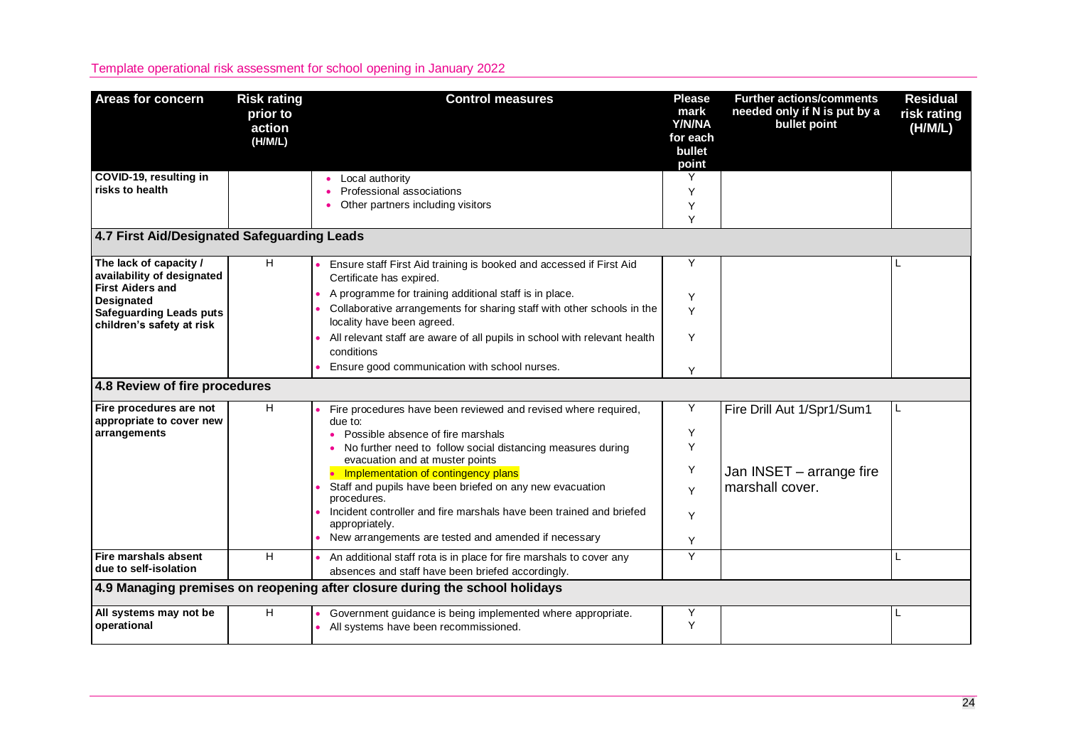| Areas for concern | Risk rating prior to action (H/M/L) | Control measures | Please mark Y/N/NA for each bullet point | Further actions/comments needed only if N is put by a bullet point | Residual risk rating (H/M/L) |
|---|---|---|---|---|---|
| COVID-19, resulting in risks to health | | • Local authority<br>• Professional associations<br>• Other partners including visitors | Y<br>Y<br>Y<br>Y | | |
| **4.7 First Aid/Designated Safeguarding Leads** | | | | | |
| The lack of capacity / availability of designated First Aiders and Designated Safeguarding Leads puts children's safety at risk | H | • Ensure staff First Aid training is booked and accessed if First Aid Certificate has expired.<br>• A programme for training additional staff is in place.<br>• Collaborative arrangements for sharing staff with other schools in the locality have been agreed.<br>• All relevant staff are aware of all pupils in school with relevant health conditions<br>• Ensure good communication with school nurses. | Y<br>Y<br>Y<br>Y<br>Y | | L |
| **4.8 Review of fire procedures** | | | | | |
| Fire procedures are not appropriate to cover new arrangements | H | • Fire procedures have been reviewed and revised where required, due to:<br>• Possible absence of fire marshals<br>• No further need to follow social distancing measures during evacuation and at muster points<br>• Implementation of contingency plans<br>• Staff and pupils have been briefed on any new evacuation procedures.<br>• Incident controller and fire marshals have been trained and briefed appropriately.<br>• New arrangements are tested and amended if necessary | Y<br>Y<br>Y<br>Y<br>Y<br>Y<br>Y | Fire Drill Aut 1/Spr1/Sum1<br><br>Jan INSET – arrange fire marshall cover. | L |
| Fire marshals absent due to self-isolation | H | • An additional staff rota is in place for fire marshals to cover any absences and staff have been briefed accordingly. | Y | | L |
| **4.9 Managing premises on reopening after closure during the school holidays** | | | | | |
| All systems may not be operational | H | • Government guidance is being implemented where appropriate.<br>• All systems have been recommissioned. | Y<br>Y | | L |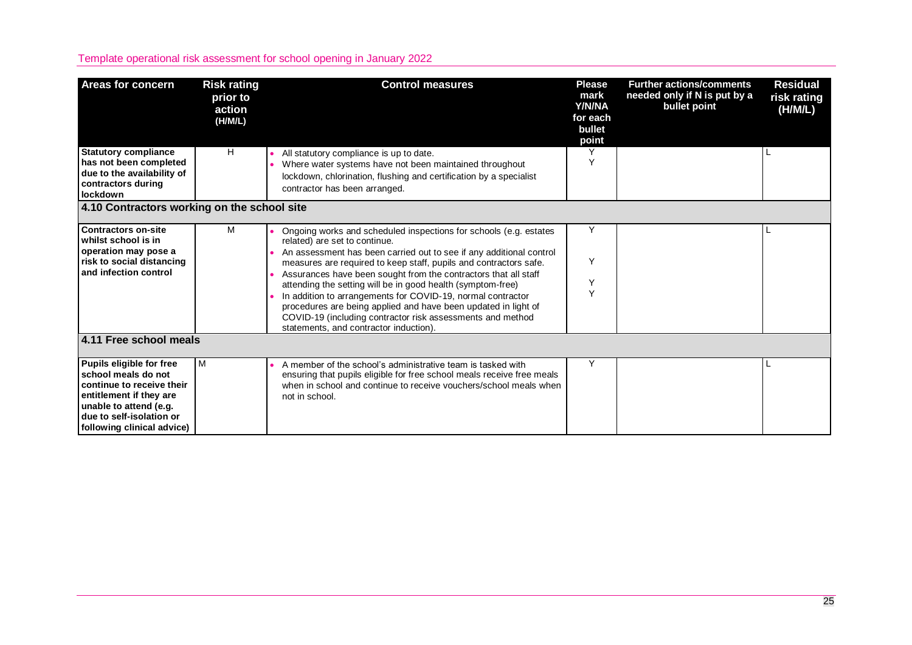Template operational risk assessment for school opening in January 2022

| Areas for concern | Risk rating prior to action (H/M/L) | Control measures | Please mark Y/N/NA for each bullet point | Further actions/comments needed only if N is put by a bullet point | Residual risk rating (H/M/L) |
|---|---|---|---|---|---|
| **Statutory compliance has not been completed due to the availability of contractors during lockdown** | H | • All statutory compliance is up to date.<br>• Where water systems have not been maintained throughout lockdown, chlorination, flushing and certification by a specialist contractor has been arranged. | Y<br>Y | | L |
| **4.10 Contractors working on the school site** | | | | | |
| **Contractors on-site whilst school is in operation may pose a risk to social distancing and infection control** | M | • Ongoing works and scheduled inspections for schools (e.g. estates related) are set to continue.<br>• An assessment has been carried out to see if any additional control measures are required to keep staff, pupils and contractors safe.<br>• Assurances have been sought from the contractors that all staff attending the setting will be in good health (symptom-free)<br>• In addition to arrangements for COVID-19, normal contractor procedures are being applied and have been updated in light of COVID-19 (including contractor risk assessments and method statements, and contractor induction). | Y<br>Y<br>Y<br>Y | | L |
| **4.11 Free school meals** | | | | | |
| **Pupils eligible for free school meals do not continue to receive their entitlement if they are unable to attend (e.g. due to self-isolation or following clinical advice)** | M | • A member of the school's administrative team is tasked with ensuring that pupils eligible for free school meals receive free meals when in school and continue to receive vouchers/school meals when not in school. | Y | | L |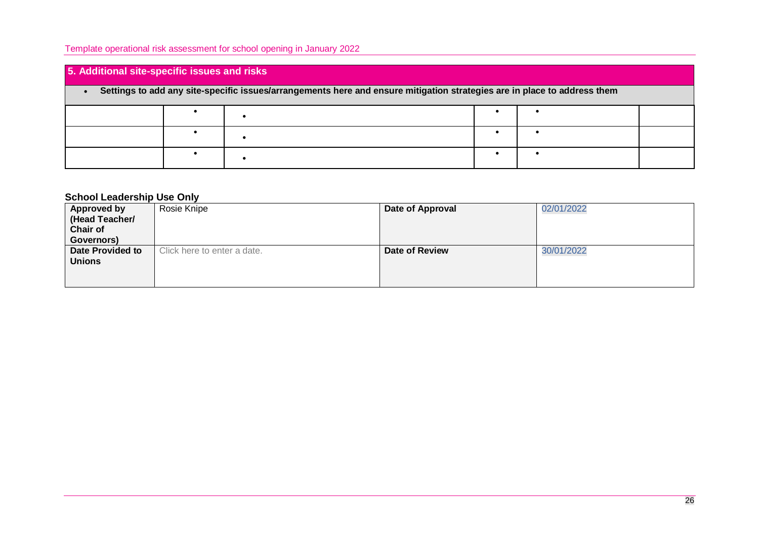## 5. Additional site-specific issues and risks

- **Settings to add any site-specific issues/arrangements here and ensure mitigation strategies are in place to address them**

| | | | | | |
|---|---|---|---|---|---|
| | • | • | • | • | |
| | • | • | • | • | |
| | • | • | • | • | |

### School Leadership Use Only

| | | | |
|---|---|---|---|
| **Approved by (Head Teacher/ Chair of Governors)** | Rosie Knipe | **Date of Approval** | 02/01/2022 |
| **Date Provided to Unions** | Click here to enter a date. | **Date of Review** | 30/01/2022 |